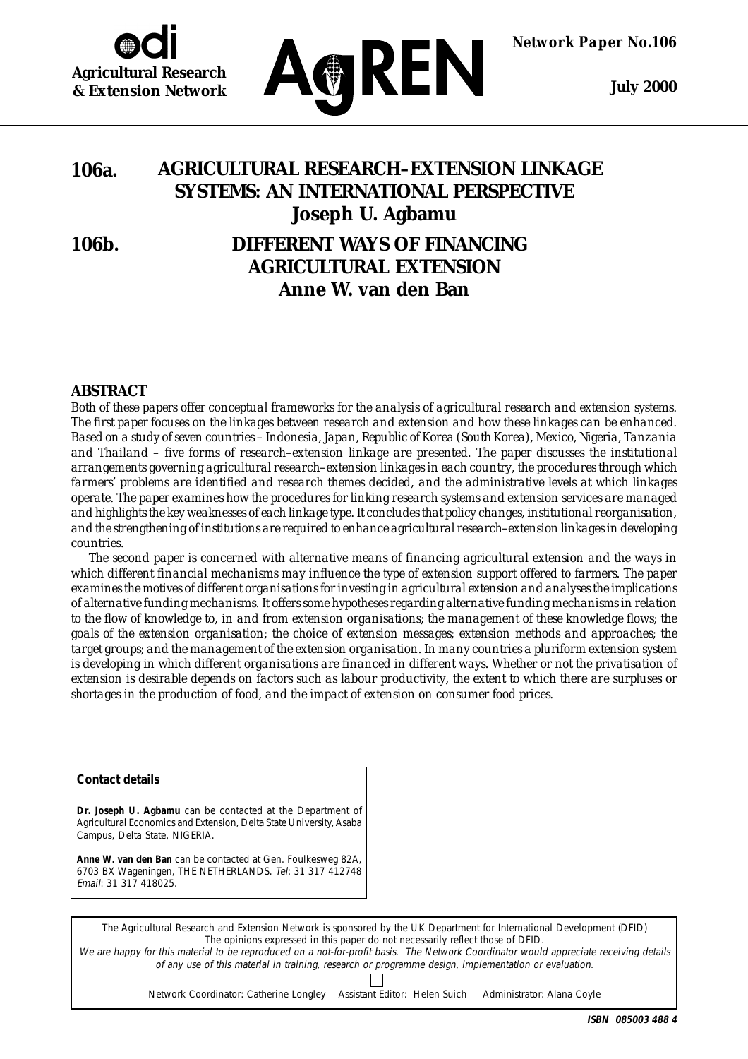odi

**Agricultural Research & Extension Network**

AgREN

**Network Paper No.106**

**July 2000**

# 106a. AGRICULTURAL RESEARCH–EXTENSION LINKAGE SYSTEMS: AN INTERNATIONAL PERSPECTIVE

**Joseph U. Agbamu**

# 106b. DIFFERENT WAYS OF FINANCING AGRICULTURAL EXTENSION

**Anne W. van den Ban**

## ABSTRACT

*Both of these papers offer conceptual frameworks for the analysis of agricultural research and extension systems. The first paper focuses on the linkages between research and extension and how these linkages can be enhanced. Based on a study of seven countries – Indonesia, Japan, Republic of Korea (South Korea), Mexico, Nigeria, Tanzania and Thailand – five forms of research–extension linkage are presented. The paper discusses the institutional arrangements governing agricultural research–extension linkages in each country, the procedures through which farmers' problems are identified and research themes decided, and the administrative levels at which linkages operate. The paper examines how the procedures for linking research systems and extension services are managed and highlights the key weaknesses of each linkage type. It concludes that policy changes, institutional reorganisation, and the strengthening of institutions are required to enhance agricultural research–extension linkages in developing countries.*

*The second paper is concerned with alternative means of financing agricultural extension and the ways in which different financial mechanisms may influence the type of extension support offered to farmers. The paper examines the motives of different organisations for investing in agricultural extension and analyses the implications of alternative funding mechanisms. It offers some hypotheses regarding alternative funding mechanisms in relation to the flow of knowledge to, in and from extension organisations; the management of these knowledge flows; the goals of the extension organisation; the choice of extension messages; extension methods and approaches; the target groups; and the management of the extension organisation. In many countries a pluriform extension system is developing in which different organisations are financed in different ways. Whether or not the privatisation of extension is desirable depends on factors such as labour productivity, the extent to which there are surpluses or shortages in the production of food, and the impact of extension on consumer food prices.*

**Contact details**

**Dr. Joseph U. Agbamu** can be contacted at the Department of Agricultural Economics and Extension, Delta State University, Asaba Campus, Delta State, NIGERIA.

**Anne W. van den Ban** can be contacted at Gen. Foulkesweg 82A, 6703 BX Wageningen, THE NETHERLANDS. *Tel*: 31 317 412748 *Email*: 31 317 418025.

The Agricultural Research and Extension Network is sponsored by the UK Department for International Development (DFID)
The opinions expressed in this paper do not necessarily reflect those of DFID.
*We are happy for this material to be reproduced on a not-for-profit basis. The Network Coordinator would appreciate receiving details of any use of this material in training, research or programme design, implementation or evaluation.*

Network Coordinator: Catherine Longley Assistant Editor: Helen Suich Administrator: Alana Coyle

**ISBN 085003 488 4**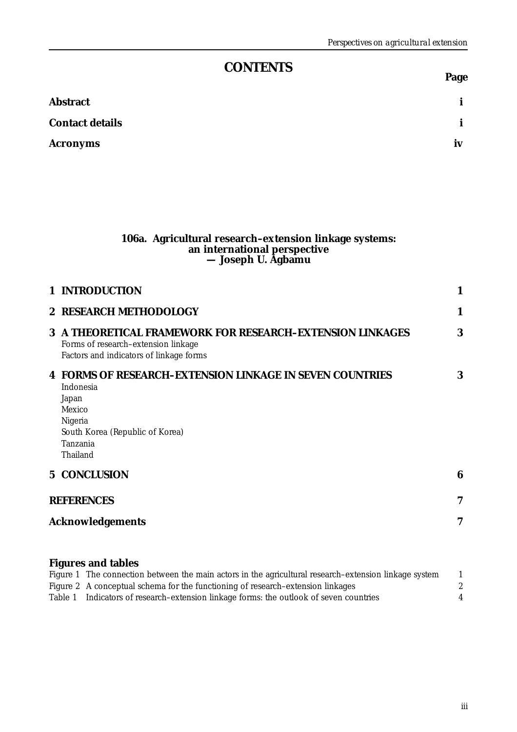# CONTENTS

| | Page |
|---|---|
| **Abstract** | **i** |
| **Contact details** | **i** |
| **Acronyms** | **iv** |

## 106a. Agricultural research–extension linkage systems: an international perspective — Joseph U. Agbamu

| | |
|---|---|
| **1 INTRODUCTION** | **1** |
| **2 RESEARCH METHODOLOGY** | **1** |
| **3 A THEORETICAL FRAMEWORK FOR RESEARCH–EXTENSION LINKAGES**<br>Forms of research–extension linkage<br>Factors and indicators of linkage forms | **3** |
| **4 FORMS OF RESEARCH–EXTENSION LINKAGE IN SEVEN COUNTRIES**<br>Indonesia<br>Japan<br>Mexico<br>Nigeria<br>South Korea (Republic of Korea)<br>Tanzania<br>Thailand | **3** |
| **5 CONCLUSION** | **6** |
| **REFERENCES** | **7** |
| **Acknowledgements** | **7** |

**Figures and tables**

| | | |
|---|---|---|
| Figure 1 | The connection between the main actors in the agricultural research–extension linkage system | 1 |
| Figure 2 | A conceptual schema for the functioning of research–extension linkages | 2 |
| Table 1 | Indicators of research–extension linkage forms: the outlook of seven countries | 4 |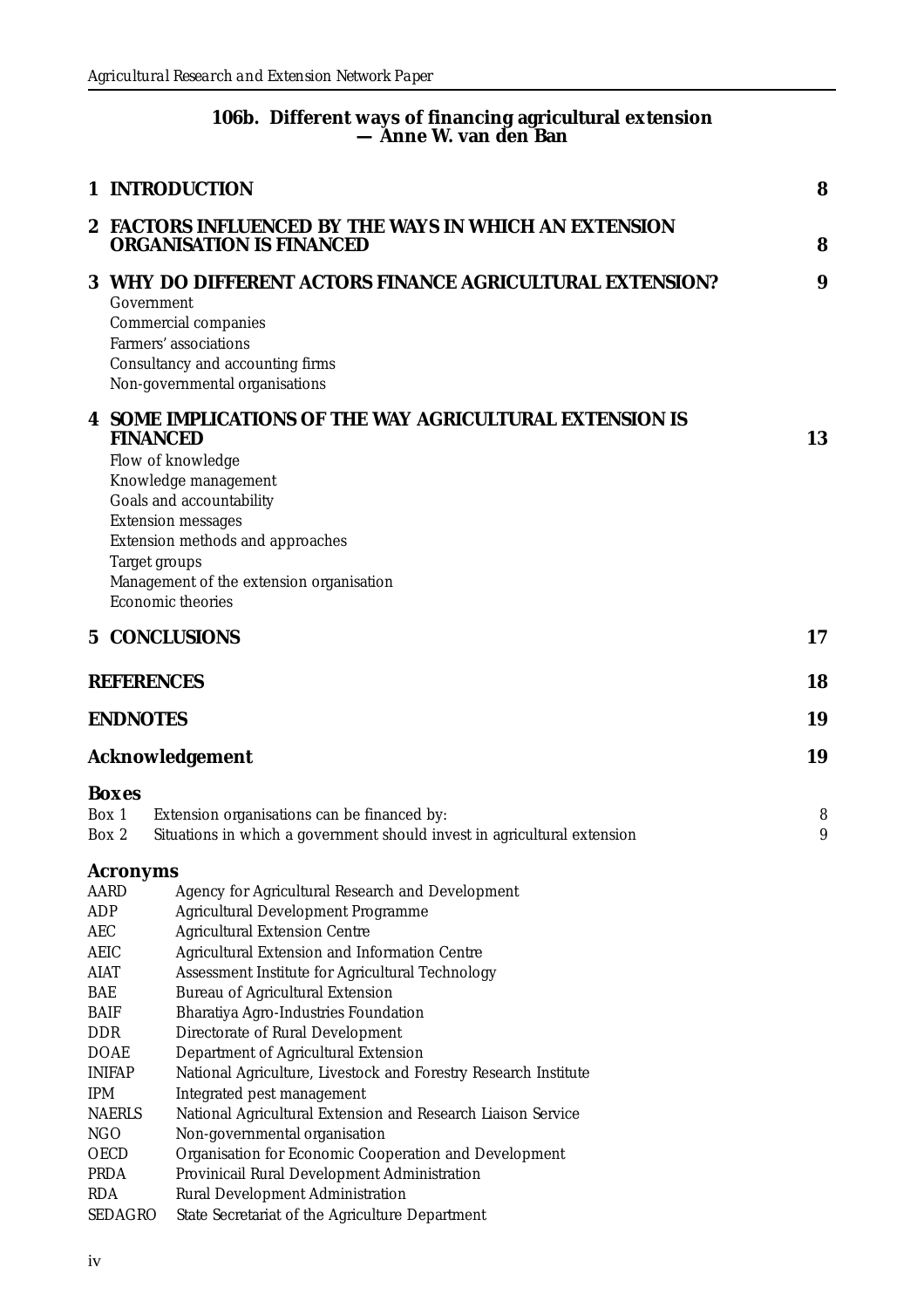## 106b. Different ways of financing agricultural extension — Anne W. van den Ban

| | |
|---|---|
| **1 INTRODUCTION** | **8** |
| **2 FACTORS INFLUENCED BY THE WAYS IN WHICH AN EXTENSION ORGANISATION IS FINANCED** | **8** |
| **3 WHY DO DIFFERENT ACTORS FINANCE AGRICULTURAL EXTENSION?** | **9** |
| Government | |
| Commercial companies | |
| Farmers' associations | |
| Consultancy and accounting firms | |
| Non-governmental organisations | |
| **4 SOME IMPLICATIONS OF THE WAY AGRICULTURAL EXTENSION IS FINANCED** | **13** |
| Flow of knowledge | |
| Knowledge management | |
| Goals and accountability | |
| Extension messages | |
| Extension methods and approaches | |
| Target groups | |
| Management of the extension organisation | |
| Economic theories | |
| **5 CONCLUSIONS** | **17** |
| **REFERENCES** | **18** |
| **ENDNOTES** | **19** |
| **Acknowledgement** | **19** |

**Boxes**

| | | |
|---|---|---|
| Box 1 | Extension organisations can be financed by: | 8 |
| Box 2 | Situations in which a government should invest in agricultural extension | 9 |

**Acronyms**

| | |
|---|---|
| AARD | Agency for Agricultural Research and Development |
| ADP | Agricultural Development Programme |
| AEC | Agricultural Extension Centre |
| AEIC | Agricultural Extension and Information Centre |
| AIAT | Assessment Institute for Agricultural Technology |
| BAE | Bureau of Agricultural Extension |
| BAIF | Bharatiya Agro-Industries Foundation |
| DDR | Directorate of Rural Development |
| DOAE | Department of Agricultural Extension |
| INIFAP | National Agriculture, Livestock and Forestry Research Institute |
| IPM | Integrated pest management |
| NAERLS | National Agricultural Extension and Research Liaison Service |
| NGO | Non-governmental organisation |
| OECD | Organisation for Economic Cooperation and Development |
| PRDA | Provinicail Rural Development Administration |
| RDA | Rural Development Administration |
| SEDAGRO | State Secretariat of the Agriculture Department |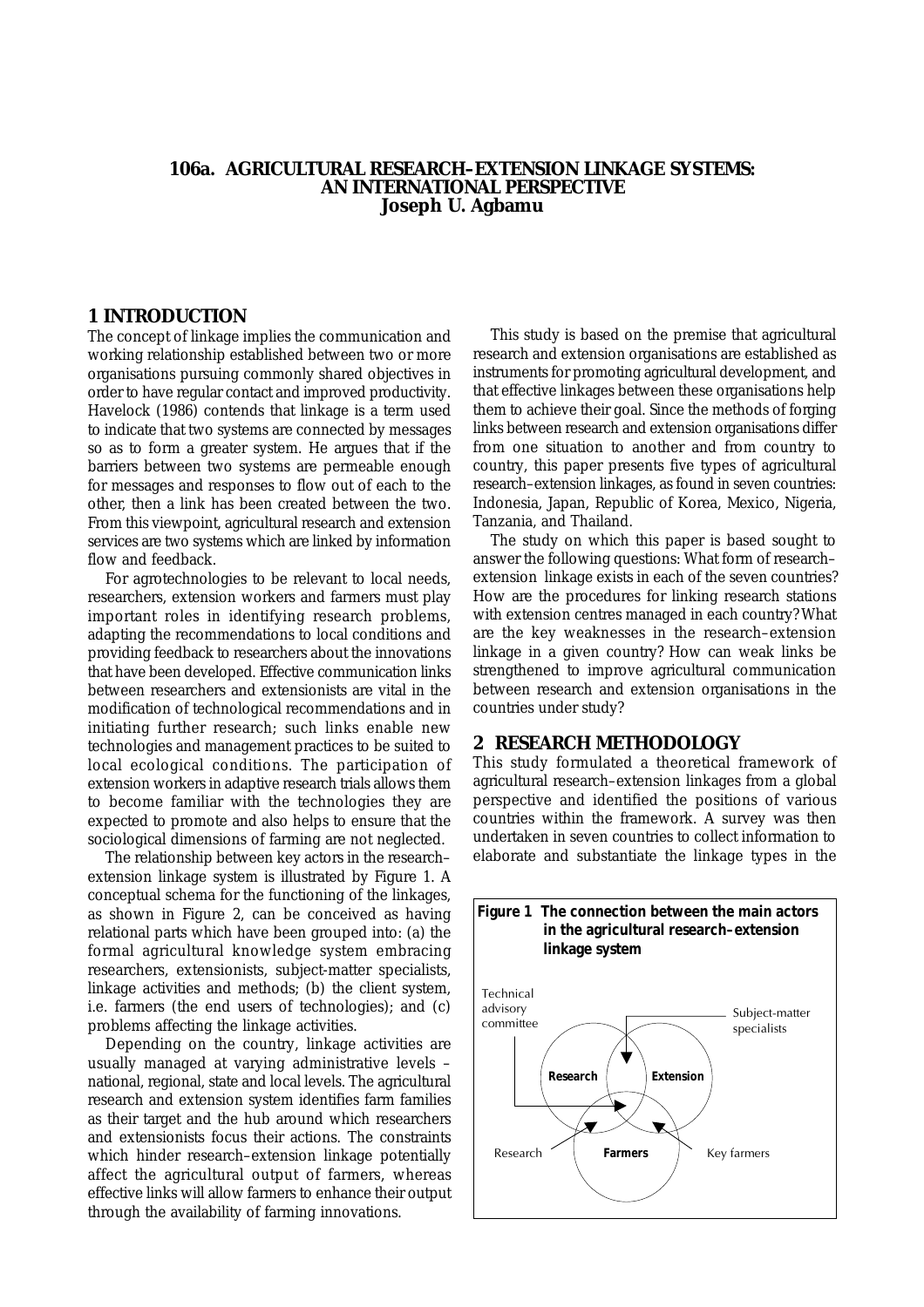# 106a. AGRICULTURAL RESEARCH–EXTENSION LINKAGE SYSTEMS: AN INTERNATIONAL PERSPECTIVE

**Joseph U. Agbamu**

## 1 INTRODUCTION

The concept of linkage implies the communication and working relationship established between two or more organisations pursuing commonly shared objectives in order to have regular contact and improved productivity. Havelock (1986) contends that linkage is a term used to indicate that two systems are connected by messages so as to form a greater system. He argues that if the barriers between two systems are permeable enough for messages and responses to flow out of each to the other, then a link has been created between the two. From this viewpoint, agricultural research and extension services are two systems which are linked by information flow and feedback.

For agrotechnologies to be relevant to local needs, researchers, extension workers and farmers must play important roles in identifying research problems, adapting the recommendations to local conditions and providing feedback to researchers about the innovations that have been developed. Effective communication links between researchers and extensionists are vital in the modification of technological recommendations and in initiating further research; such links enable new technologies and management practices to be suited to local ecological conditions. The participation of extension workers in adaptive research trials allows them to become familiar with the technologies they are expected to promote and also helps to ensure that the sociological dimensions of farming are not neglected.

The relationship between key actors in the research–extension linkage system is illustrated by Figure 1. A conceptual schema for the functioning of the linkages, as shown in Figure 2, can be conceived as having relational parts which have been grouped into: (a) the formal agricultural knowledge system embracing researchers, extensionists, subject-matter specialists, linkage activities and methods; (b) the client system, i.e. farmers (the end users of technologies); and (c) problems affecting the linkage activities.

Depending on the country, linkage activities are usually managed at varying administrative levels – national, regional, state and local levels. The agricultural research and extension system identifies farm families as their target and the hub around which researchers and extensionists focus their actions. The constraints which hinder research–extension linkage potentially affect the agricultural output of farmers, whereas effective links will allow farmers to enhance their output through the availability of farming innovations.

This study is based on the premise that agricultural research and extension organisations are established as instruments for promoting agricultural development, and that effective linkages between these organisations help them to achieve their goal. Since the methods of forging links between research and extension organisations differ from one situation to another and from country to country, this paper presents five types of agricultural research–extension linkages, as found in seven countries: Indonesia, Japan, Republic of Korea, Mexico, Nigeria, Tanzania, and Thailand.

The study on which this paper is based sought to answer the following questions: What form of research–extension linkage exists in each of the seven countries? How are the procedures for linking research stations with extension centres managed in each country? What are the key weaknesses in the research–extension linkage in a given country? How can weak links be strengthened to improve agricultural communication between research and extension organisations in the countries under study?

## 2 RESEARCH METHODOLOGY

This study formulated a theoretical framework of agricultural research–extension linkages from a global perspective and identified the positions of various countries within the framework. A survey was then undertaken in seven countries to collect information to elaborate and substantiate the linkage types in the

**Figure 1 The connection between the main actors in the agricultural research–extension linkage system**

Technical advisory committee | Subject-matter specialists | Research | Extension | Research | Farmers | Key farmers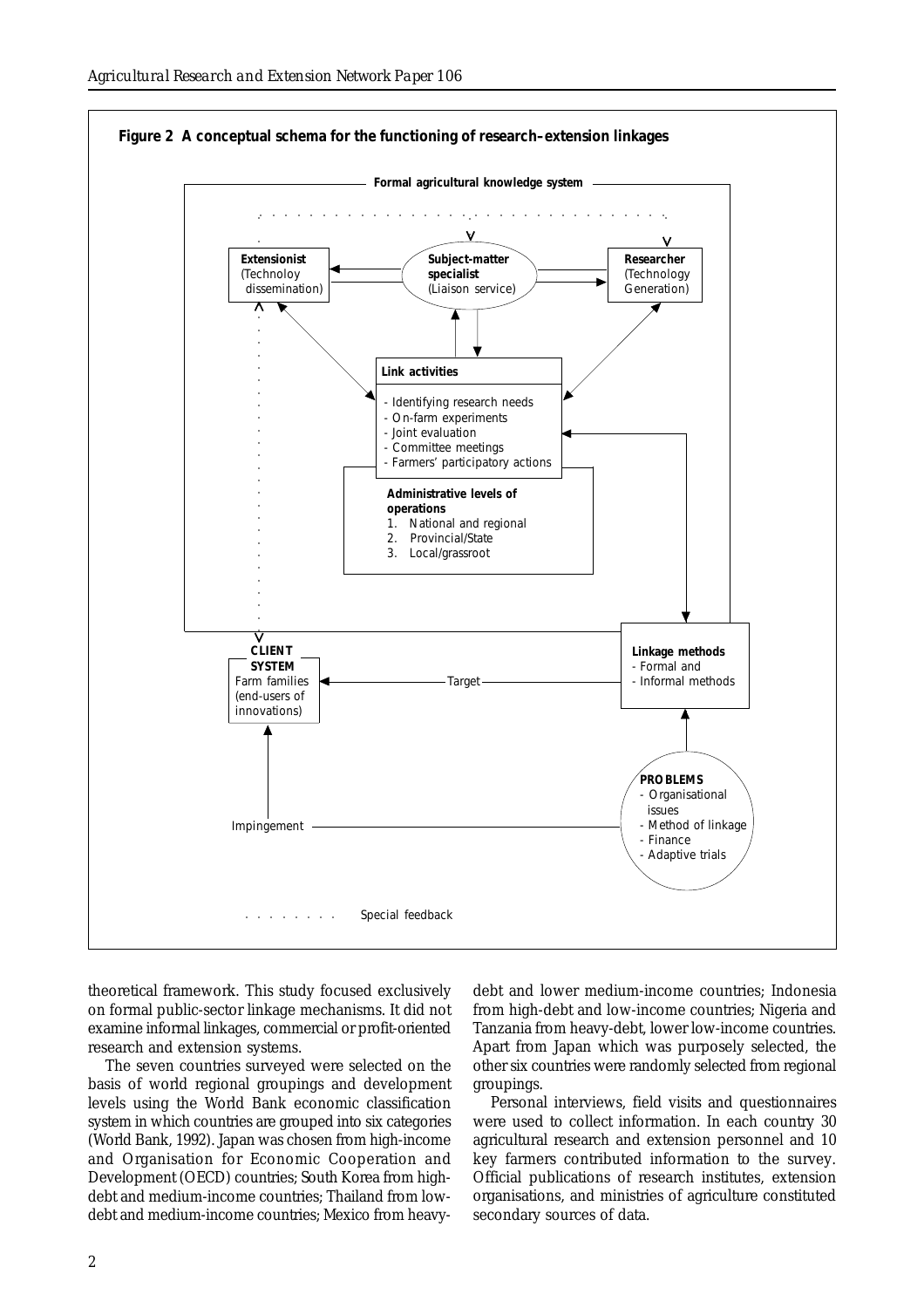**Figure 2 A conceptual schema for the functioning of research–extension linkages**

Formal agricultural knowledge system

**Extensionist** (Technoloy dissemination)

**Subject-matter specialist** (Liaison service)

**Researcher** (Technology Generation)

**Link activities**

- Identifying research needs
- On-farm experiments
- Joint evaluation
- Committee meetings
- Farmers' participatory actions

**Administrative levels of operations**

1. National and regional
2. Provincial/State
3. Local/grassroot

**CLIENT SYSTEM** Farm families (end-users of innovations)

Target

**Linkage methods**

- Formal and
- Informal methods

Impingement

**PROBLEMS**

- Organisational issues
- Method of linkage
- Finance
- Adaptive trials

. . . . . . . . Special feedback

theoretical framework. This study focused exclusively on formal public-sector linkage mechanisms. It did not examine informal linkages, commercial or profit-oriented research and extension systems.

The seven countries surveyed were selected on the basis of world regional groupings and development levels using the World Bank economic classification system in which countries are grouped into six categories (World Bank, 1992). Japan was chosen from high-income and Organisation for Economic Cooperation and Development (OECD) countries; South Korea from high-debt and medium-income countries; Thailand from low-debt and medium-income countries; Mexico from heavy-debt and lower medium-income countries; Indonesia from high-debt and low-income countries; Nigeria and Tanzania from heavy-debt, lower low-income countries. Apart from Japan which was purposely selected, the other six countries were randomly selected from regional groupings.

Personal interviews, field visits and questionnaires were used to collect information. In each country 30 agricultural research and extension personnel and 10 key farmers contributed information to the survey. Official publications of research institutes, extension organisations, and ministries of agriculture constituted secondary sources of data.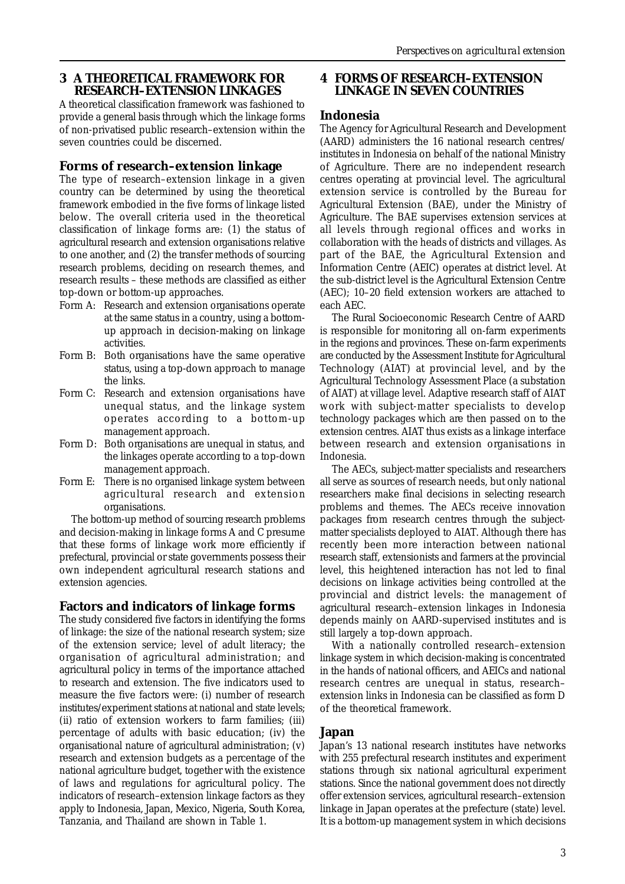## 3 A THEORETICAL FRAMEWORK FOR RESEARCH–EXTENSION LINKAGES

A theoretical classification framework was fashioned to provide a general basis through which the linkage forms of non-privatised public research–extension within the seven countries could be discerned.

### Forms of research–extension linkage

The type of research–extension linkage in a given country can be determined by using the theoretical framework embodied in the five forms of linkage listed below. The overall criteria used in the theoretical classification of linkage forms are: (1) the status of agricultural research and extension organisations relative to one another, and (2) the transfer methods of sourcing research problems, deciding on research themes, and research results – these methods are classified as either top-down or bottom-up approaches.

- Form A: Research and extension organisations operate at the same status in a country, using a bottom-up approach in decision-making on linkage activities.
- Form B: Both organisations have the same operative status, using a top-down approach to manage the links.
- Form C: Research and extension organisations have unequal status, and the linkage system operates according to a bottom-up management approach.
- Form D: Both organisations are unequal in status, and the linkages operate according to a top-down management approach.
- Form E: There is no organised linkage system between agricultural research and extension organisations.

The bottom-up method of sourcing research problems and decision-making in linkage forms A and C presume that these forms of linkage work more efficiently if prefectural, provincial or state governments possess their own independent agricultural research stations and extension agencies.

### Factors and indicators of linkage forms

The study considered five factors in identifying the forms of linkage: the size of the national research system; size of the extension service; level of adult literacy; the organisation of agricultural administration; and agricultural policy in terms of the importance attached to research and extension. The five indicators used to measure the five factors were: (i) number of research institutes/experiment stations at national and state levels; (ii) ratio of extension workers to farm families; (iii) percentage of adults with basic education; (iv) the organisational nature of agricultural administration; (v) research and extension budgets as a percentage of the national agriculture budget, together with the existence of laws and regulations for agricultural policy. The indicators of research–extension linkage factors as they apply to Indonesia, Japan, Mexico, Nigeria, South Korea, Tanzania, and Thailand are shown in Table 1.

## 4 FORMS OF RESEARCH–EXTENSION LINKAGE IN SEVEN COUNTRIES

### Indonesia

The Agency for Agricultural Research and Development (AARD) administers the 16 national research centres/institutes in Indonesia on behalf of the national Ministry of Agriculture. There are no independent research centres operating at provincial level. The agricultural extension service is controlled by the Bureau for Agricultural Extension (BAE), under the Ministry of Agriculture. The BAE supervises extension services at all levels through regional offices and works in collaboration with the heads of districts and villages. As part of the BAE, the Agricultural Extension and Information Centre (AEIC) operates at district level. At the sub-district level is the Agricultural Extension Centre (AEC); 10–20 field extension workers are attached to each AEC.

The Rural Socioeconomic Research Centre of AARD is responsible for monitoring all on-farm experiments in the regions and provinces. These on-farm experiments are conducted by the Assessment Institute for Agricultural Technology (AIAT) at provincial level, and by the Agricultural Technology Assessment Place (a substation of AIAT) at village level. Adaptive research staff of AIAT work with subject-matter specialists to develop technology packages which are then passed on to the extension centres. AIAT thus exists as a linkage interface between research and extension organisations in Indonesia.

The AECs, subject-matter specialists and researchers all serve as sources of research needs, but only national researchers make final decisions in selecting research problems and themes. The AECs receive innovation packages from research centres through the subject-matter specialists deployed to AIAT. Although there has recently been more interaction between national research staff, extensionists and farmers at the provincial level, this heightened interaction has not led to final decisions on linkage activities being controlled at the provincial and district levels: the management of agricultural research–extension linkages in Indonesia depends mainly on AARD-supervised institutes and is still largely a top-down approach.

With a nationally controlled research–extension linkage system in which decision-making is concentrated in the hands of national officers, and AEICs and national research centres are unequal in status, research–extension links in Indonesia can be classified as form D of the theoretical framework.

### Japan

Japan's 13 national research institutes have networks with 255 prefectural research institutes and experiment stations through six national agricultural experiment stations. Since the national government does not directly offer extension services, agricultural research–extension linkage in Japan operates at the prefecture (state) level. It is a bottom-up management system in which decisions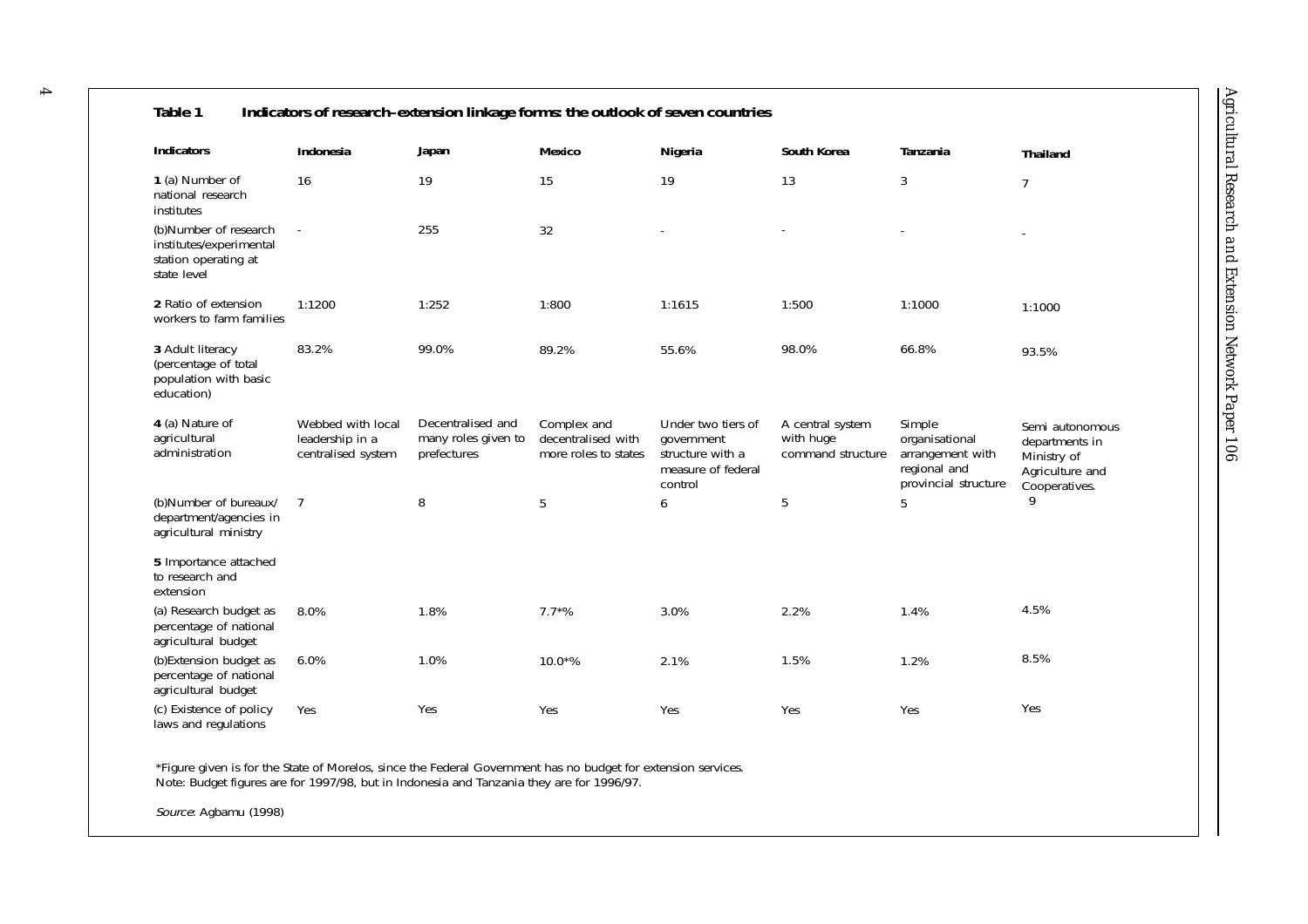**Table 1 Indicators of research–extension linkage forms: the outlook of seven countries**

| Indicators | Indonesia | Japan | Mexico | Nigeria | South Korea | Tanzania | Thailand |
|---|---|---|---|---|---|---|---|
| **1** (a) Number of national research institutes | 16 | 19 | 15 | 19 | 13 | 3 | 7 |
| (b)Number of research institutes/experimental station operating at state level | - | 255 | 32 | - | - | - | - |
| **2** Ratio of extension workers to farm families | 1:1200 | 1:252 | 1:800 | 1:1615 | 1:500 | 1:1000 | 1:1000 |
| **3** Adult literacy (percentage of total population with basic education) | 83.2% | 99.0% | 89.2% | 55.6% | 98.0% | 66.8% | 93.5% |
| **4** (a) Nature of agricultural administration | Webbed with local leadership in a centralised system | Decentralised and many roles given to prefectures | Complex and decentralised with more roles to states | Under two tiers of government structure with a measure of federal control | A central system with huge command structure | Simple organisational arrangement with regional and provincial structure | Semi autonomous departments in Ministry of Agriculture and Cooperatives. |
| (b)Number of bureaux/ department/agencies in agricultural ministry | 7 | 8 | 5 | 6 | 5 | 5 | 9 |
| **5** Importance attached to research and extension | | | | | | | |
| (a) Research budget as percentage of national agricultural budget | 8.0% | 1.8% | 7.7*% | 3.0% | 2.2% | 1.4% | 4.5% |
| (b)Extension budget as percentage of national agricultural budget | 6.0% | 1.0% | 10.0*% | 2.1% | 1.5% | 1.2% | 8.5% |
| (c) Existence of policy laws and regulations | Yes | Yes | Yes | Yes | Yes | Yes | Yes |

*Figure given is for the State of Morelos, since the Federal Government has no budget for extension services.
Note: Budget figures are for 1997/98, but in Indonesia and Tanzania they are for 1996/97.

*Source*: Agbamu (1998)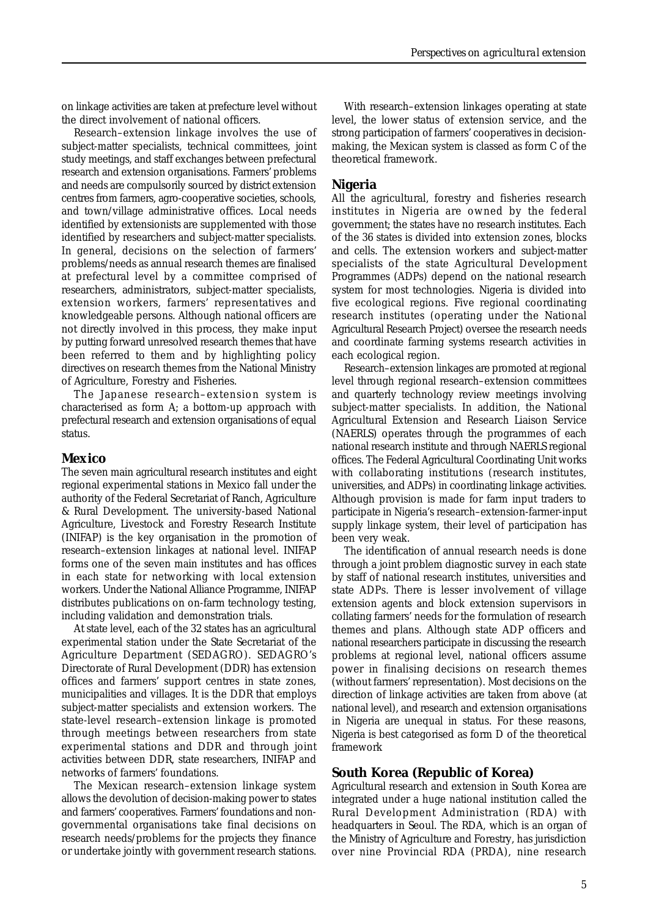on linkage activities are taken at prefecture level without the direct involvement of national officers.

Research–extension linkage involves the use of subject-matter specialists, technical committees, joint study meetings, and staff exchanges between prefectural research and extension organisations. Farmers' problems and needs are compulsorily sourced by district extension centres from farmers, agro-cooperative societies, schools, and town/village administrative offices. Local needs identified by extensionists are supplemented with those identified by researchers and subject-matter specialists. In general, decisions on the selection of farmers' problems/needs as annual research themes are finalised at prefectural level by a committee comprised of researchers, administrators, subject-matter specialists, extension workers, farmers' representatives and knowledgeable persons. Although national officers are not directly involved in this process, they make input by putting forward unresolved research themes that have been referred to them and by highlighting policy directives on research themes from the National Ministry of Agriculture, Forestry and Fisheries.

The Japanese research–extension system is characterised as form A; a bottom-up approach with prefectural research and extension organisations of equal status.

## Mexico

The seven main agricultural research institutes and eight regional experimental stations in Mexico fall under the authority of the Federal Secretariat of Ranch, Agriculture & Rural Development. The university-based National Agriculture, Livestock and Forestry Research Institute (INIFAP) is the key organisation in the promotion of research–extension linkages at national level. INIFAP forms one of the seven main institutes and has offices in each state for networking with local extension workers. Under the National Alliance Programme, INIFAP distributes publications on on-farm technology testing, including validation and demonstration trials.

At state level, each of the 32 states has an agricultural experimental station under the State Secretariat of the Agriculture Department (SEDAGRO). SEDAGRO's Directorate of Rural Development (DDR) has extension offices and farmers' support centres in state zones, municipalities and villages. It is the DDR that employs subject-matter specialists and extension workers. The state-level research–extension linkage is promoted through meetings between researchers from state experimental stations and DDR and through joint activities between DDR, state researchers, INIFAP and networks of farmers' foundations.

The Mexican research–extension linkage system allows the devolution of decision-making power to states and farmers' cooperatives. Farmers' foundations and non-governmental organisations take final decisions on research needs/problems for the projects they finance or undertake jointly with government research stations.

With research–extension linkages operating at state level, the lower status of extension service, and the strong participation of farmers' cooperatives in decision-making, the Mexican system is classed as form C of the theoretical framework.

## Nigeria

All the agricultural, forestry and fisheries research institutes in Nigeria are owned by the federal government; the states have no research institutes. Each of the 36 states is divided into extension zones, blocks and cells. The extension workers and subject-matter specialists of the state Agricultural Development Programmes (ADPs) depend on the national research system for most technologies. Nigeria is divided into five ecological regions. Five regional coordinating research institutes (operating under the National Agricultural Research Project) oversee the research needs and coordinate farming systems research activities in each ecological region.

Research–extension linkages are promoted at regional level through regional research–extension committees and quarterly technology review meetings involving subject-matter specialists. In addition, the National Agricultural Extension and Research Liaison Service (NAERLS) operates through the programmes of each national research institute and through NAERLS regional offices. The Federal Agricultural Coordinating Unit works with collaborating institutions (research institutes, universities, and ADPs) in coordinating linkage activities. Although provision is made for farm input traders to participate in Nigeria's research–extension-farmer-input supply linkage system, their level of participation has been very weak.

The identification of annual research needs is done through a joint problem diagnostic survey in each state by staff of national research institutes, universities and state ADPs. There is lesser involvement of village extension agents and block extension supervisors in collating farmers' needs for the formulation of research themes and plans. Although state ADP officers and national researchers participate in discussing the research problems at regional level, national officers assume power in finalising decisions on research themes (without farmers' representation). Most decisions on the direction of linkage activities are taken from above (at national level), and research and extension organisations in Nigeria are unequal in status. For these reasons, Nigeria is best categorised as form D of the theoretical framework

## South Korea (Republic of Korea)

Agricultural research and extension in South Korea are integrated under a huge national institution called the Rural Development Administration (RDA) with headquarters in Seoul. The RDA, which is an organ of the Ministry of Agriculture and Forestry, has jurisdiction over nine Provincial RDA (PRDA), nine research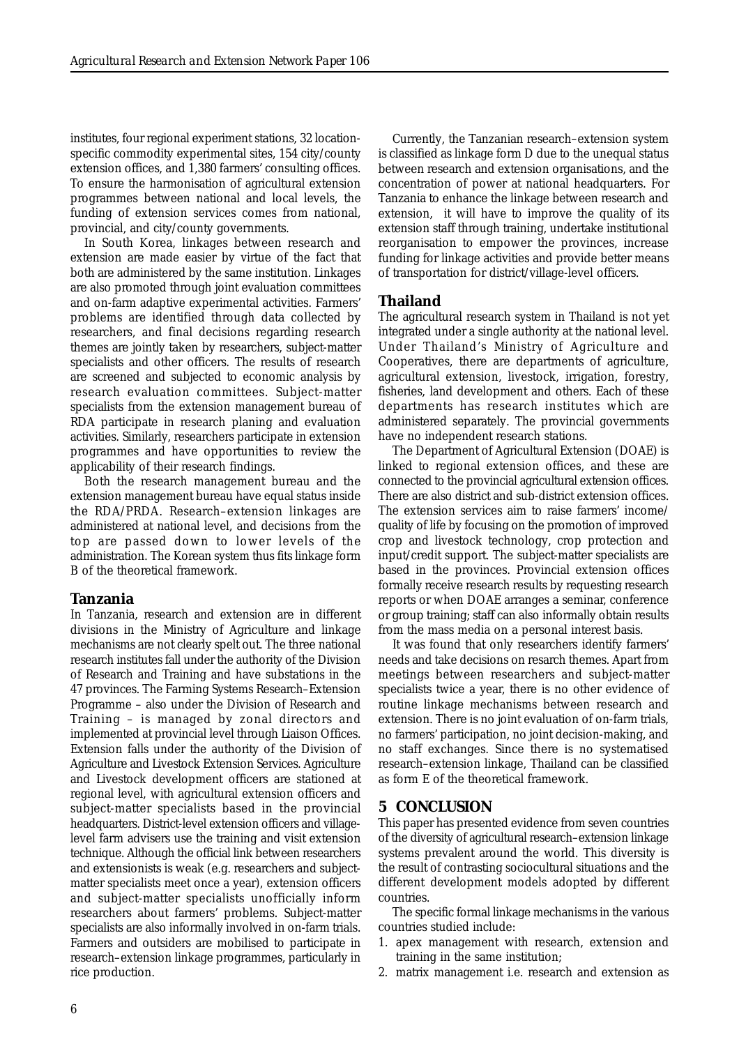institutes, four regional experiment stations, 32 location-specific commodity experimental sites, 154 city/county extension offices, and 1,380 farmers' consulting offices. To ensure the harmonisation of agricultural extension programmes between national and local levels, the funding of extension services comes from national, provincial, and city/county governments.

In South Korea, linkages between research and extension are made easier by virtue of the fact that both are administered by the same institution. Linkages are also promoted through joint evaluation committees and on-farm adaptive experimental activities. Farmers' problems are identified through data collected by researchers, and final decisions regarding research themes are jointly taken by researchers, subject-matter specialists and other officers. The results of research are screened and subjected to economic analysis by research evaluation committees. Subject-matter specialists from the extension management bureau of RDA participate in research planing and evaluation activities. Similarly, researchers participate in extension programmes and have opportunities to review the applicability of their research findings.

Both the research management bureau and the extension management bureau have equal status inside the RDA/PRDA. Research–extension linkages are administered at national level, and decisions from the top are passed down to lower levels of the administration. The Korean system thus fits linkage form B of the theoretical framework.

### Tanzania

In Tanzania, research and extension are in different divisions in the Ministry of Agriculture and linkage mechanisms are not clearly spelt out. The three national research institutes fall under the authority of the Division of Research and Training and have substations in the 47 provinces. The Farming Systems Research–Extension Programme – also under the Division of Research and Training – is managed by zonal directors and implemented at provincial level through Liaison Offices. Extension falls under the authority of the Division of Agriculture and Livestock Extension Services. Agriculture and Livestock development officers are stationed at regional level, with agricultural extension officers and subject-matter specialists based in the provincial headquarters. District-level extension officers and village-level farm advisers use the training and visit extension technique. Although the official link between researchers and extensionists is weak (e.g. researchers and subject-matter specialists meet once a year), extension officers and subject-matter specialists unofficially inform researchers about farmers' problems. Subject-matter specialists are also informally involved in on-farm trials. Farmers and outsiders are mobilised to participate in research–extension linkage programmes, particularly in rice production.

Currently, the Tanzanian research–extension system is classified as linkage form D due to the unequal status between research and extension organisations, and the concentration of power at national headquarters. For Tanzania to enhance the linkage between research and extension, it will have to improve the quality of its extension staff through training, undertake institutional reorganisation to empower the provinces, increase funding for linkage activities and provide better means of transportation for district/village-level officers.

### Thailand

The agricultural research system in Thailand is not yet integrated under a single authority at the national level. Under Thailand's Ministry of Agriculture and Cooperatives, there are departments of agriculture, agricultural extension, livestock, irrigation, forestry, fisheries, land development and others. Each of these departments has research institutes which are administered separately. The provincial governments have no independent research stations.

The Department of Agricultural Extension (DOAE) is linked to regional extension offices, and these are connected to the provincial agricultural extension offices. There are also district and sub-district extension offices. The extension services aim to raise farmers' income/quality of life by focusing on the promotion of improved crop and livestock technology, crop protection and input/credit support. The subject-matter specialists are based in the provinces. Provincial extension offices formally receive research results by requesting research reports or when DOAE arranges a seminar, conference or group training; staff can also informally obtain results from the mass media on a personal interest basis.

It was found that only researchers identify farmers' needs and take decisions on research themes. Apart from meetings between researchers and subject-matter specialists twice a year, there is no other evidence of routine linkage mechanisms between research and extension. There is no joint evaluation of on-farm trials, no farmers' participation, no joint decision-making, and no staff exchanges. Since there is no systematised research–extension linkage, Thailand can be classified as form E of the theoretical framework.

## 5 CONCLUSION

This paper has presented evidence from seven countries of the diversity of agricultural research–extension linkage systems prevalent around the world. This diversity is the result of contrasting sociocultural situations and the different development models adopted by different countries.

The specific formal linkage mechanisms in the various countries studied include:

1. apex management with research, extension and training in the same institution;
2. matrix management i.e. research and extension as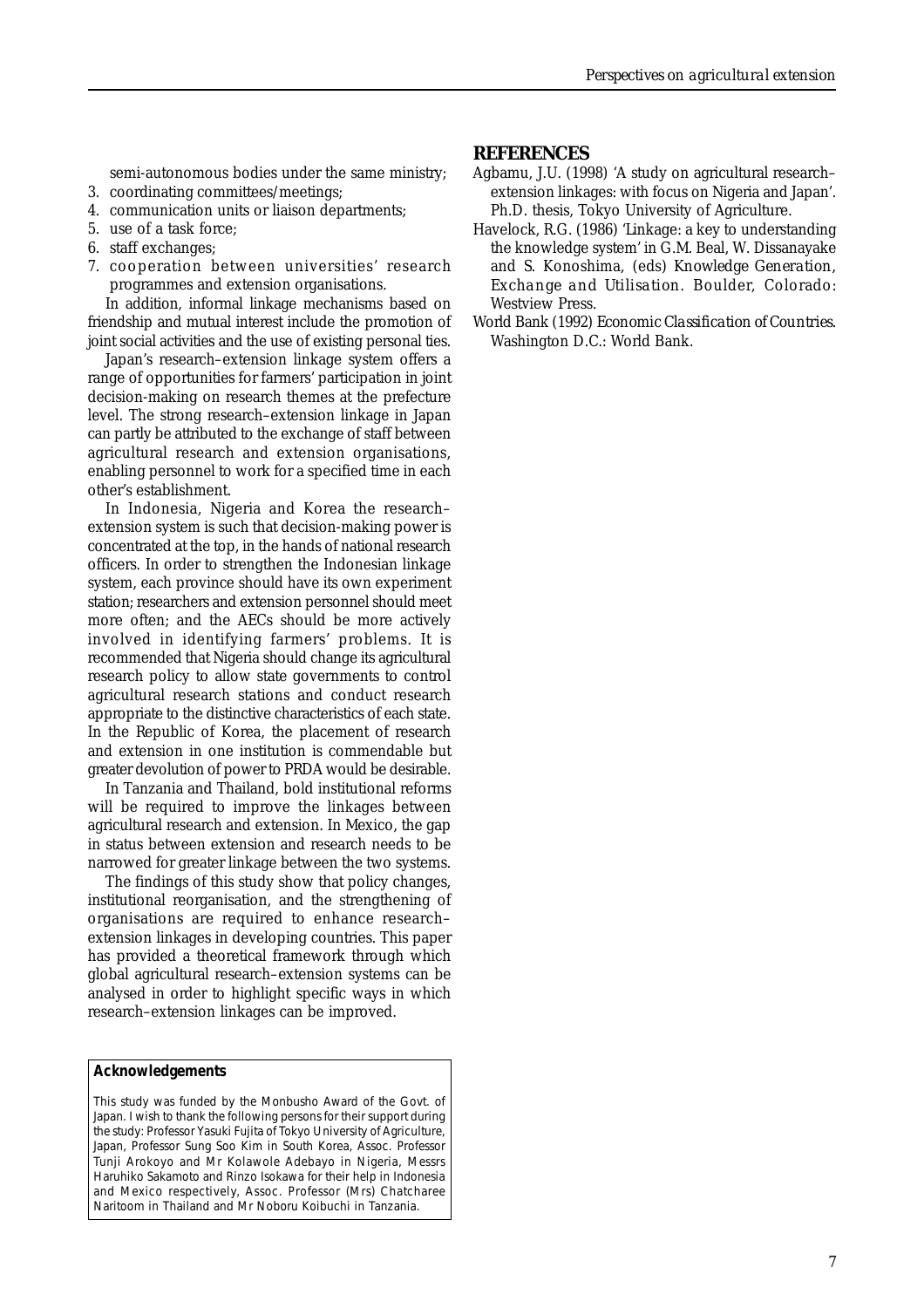semi-autonomous bodies under the same ministry;

3. coordinating committees/meetings;
4. communication units or liaison departments;
5. use of a task force;
6. staff exchanges;
7. cooperation between universities' research programmes and extension organisations.

In addition, informal linkage mechanisms based on friendship and mutual interest include the promotion of joint social activities and the use of existing personal ties.

Japan's research–extension linkage system offers a range of opportunities for farmers' participation in joint decision-making on research themes at the prefecture level. The strong research–extension linkage in Japan can partly be attributed to the exchange of staff between agricultural research and extension organisations, enabling personnel to work for a specified time in each other's establishment.

In Indonesia, Nigeria and Korea the research–extension system is such that decision-making power is concentrated at the top, in the hands of national research officers. In order to strengthen the Indonesian linkage system, each province should have its own experiment station; researchers and extension personnel should meet more often; and the AECs should be more actively involved in identifying farmers' problems. It is recommended that Nigeria should change its agricultural research policy to allow state governments to control agricultural research stations and conduct research appropriate to the distinctive characteristics of each state. In the Republic of Korea, the placement of research and extension in one institution is commendable but greater devolution of power to PRDA would be desirable.

In Tanzania and Thailand, bold institutional reforms will be required to improve the linkages between agricultural research and extension. In Mexico, the gap in status between extension and research needs to be narrowed for greater linkage between the two systems.

The findings of this study show that policy changes, institutional reorganisation, and the strengthening of organisations are required to enhance research–extension linkages in developing countries. This paper has provided a theoretical framework through which global agricultural research–extension systems can be analysed in order to highlight specific ways in which research–extension linkages can be improved.

**Acknowledgements**

This study was funded by the Monbusho Award of the Govt. of Japan. I wish to thank the following persons for their support during the study: Professor Yasuki Fujita of Tokyo University of Agriculture, Japan, Professor Sung Soo Kim in South Korea, Assoc. Professor Tunji Arokoyo and Mr Kolawole Adebayo in Nigeria, Messrs Haruhiko Sakamoto and Rinzo Isokawa for their help in Indonesia and Mexico respectively, Assoc. Professor (Mrs) Chatcharee Naritoom in Thailand and Mr Noboru Koibuchi in Tanzania.

## REFERENCES

Agbamu, J.U. (1998) 'A study on agricultural research–extension linkages: with focus on Nigeria and Japan'. Ph.D. thesis, Tokyo University of Agriculture.

Havelock, R.G. (1986) 'Linkage: a key to understanding the knowledge system' in G.M. Beal, W. Dissanayake and S. Konoshima, (eds) *Knowledge Generation, Exchange and Utilisation*. Boulder, Colorado: Westview Press.

World Bank (1992) *Economic Classification of Countries*. Washington D.C.: World Bank.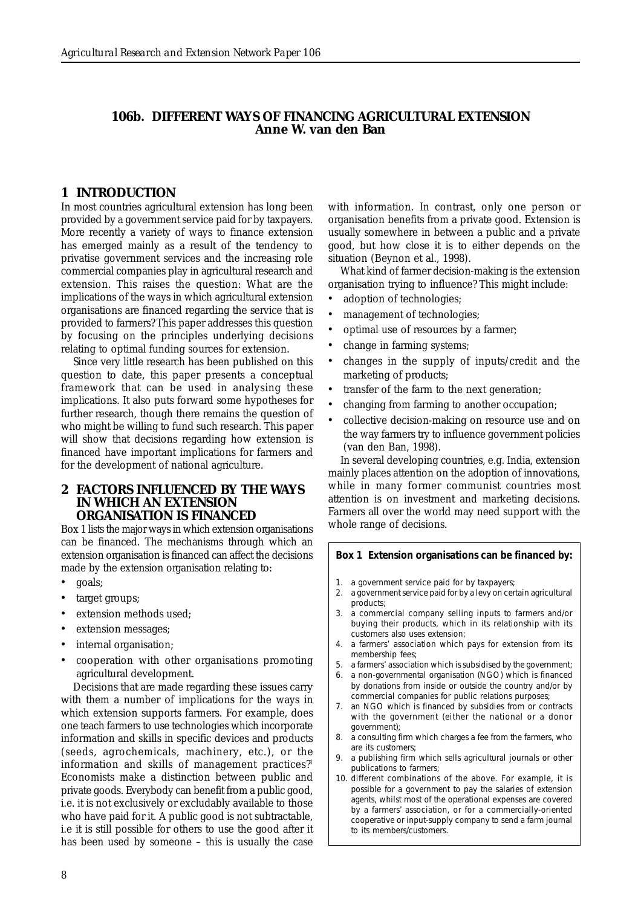# 106b. DIFFERENT WAYS OF FINANCING AGRICULTURAL EXTENSION

**Anne W. van den Ban**

## 1 INTRODUCTION

In most countries agricultural extension has long been provided by a government service paid for by taxpayers. More recently a variety of ways to finance extension has emerged mainly as a result of the tendency to privatise government services and the increasing role commercial companies play in agricultural research and extension. This raises the question: What are the implications of the ways in which agricultural extension organisations are financed regarding the service that is provided to farmers? This paper addresses this question by focusing on the principles underlying decisions relating to optimal funding sources for extension.

Since very little research has been published on this question to date, this paper presents a conceptual framework that can be used in analysing these implications. It also puts forward some hypotheses for further research, though there remains the question of who might be willing to fund such research. This paper will show that decisions regarding how extension is financed have important implications for farmers and for the development of national agriculture.

## 2 FACTORS INFLUENCED BY THE WAYS IN WHICH AN EXTENSION ORGANISATION IS FINANCED

Box 1 lists the major ways in which extension organisations can be financed. The mechanisms through which an extension organisation is financed can affect the decisions made by the extension organisation relating to:

- goals;
- target groups;
- extension methods used;
- extension messages;
- internal organisation;
- cooperation with other organisations promoting agricultural development.

Decisions that are made regarding these issues carry with them a number of implications for the ways in which extension supports farmers. For example, does one teach farmers to use technologies which incorporate information and skills in specific devices and products (seeds, agrochemicals, machinery, etc.), or the information and skills of management practices?[1] Economists make a distinction between public and private goods. Everybody can benefit from a public good, i.e. it is not exclusively or excludably available to those who have paid for it. A public good is not subtractable, i.e it is still possible for others to use the good after it has been used by someone – this is usually the case with information. In contrast, only one person or organisation benefits from a private good. Extension is usually somewhere in between a public and a private good, but how close it is to either depends on the situation (Beynon et al., 1998).

What kind of farmer decision-making is the extension organisation trying to influence? This might include:

- adoption of technologies;
- management of technologies;
- optimal use of resources by a farmer;
- change in farming systems;
- changes in the supply of inputs/credit and the marketing of products;
- transfer of the farm to the next generation;
- changing from farming to another occupation;
- collective decision-making on resource use and on the way farmers try to influence government policies (van den Ban, 1998).

In several developing countries, e.g. India, extension mainly places attention on the adoption of innovations, while in many former communist countries most attention is on investment and marketing decisions. Farmers all over the world may need support with the whole range of decisions.

**Box 1 Extension organisations can be financed by:**

1. a government service paid for by taxpayers;
2. a government service paid for by a levy on certain agricultural products;
3. a commercial company selling inputs to farmers and/or buying their products, which in its relationship with its customers also uses extension;
4. a farmers' association which pays for extension from its membership fees;
5. a farmers' association which is subsidised by the government;
6. a non-governmental organisation (NGO) which is financed by donations from inside or outside the country and/or by commercial companies for public relations purposes;
7. an NGO which is financed by subsidies from or contracts with the government (either the national or a donor government);
8. a consulting firm which charges a fee from the farmers, who are its customers;
9. a publishing firm which sells agricultural journals or other publications to farmers;
10. different combinations of the above. For example, it is possible for a government to pay the salaries of extension agents, whilst most of the operational expenses are covered by a farmers' association, or for a commercially-oriented cooperative or input-supply company to send a farm journal to its members/customers.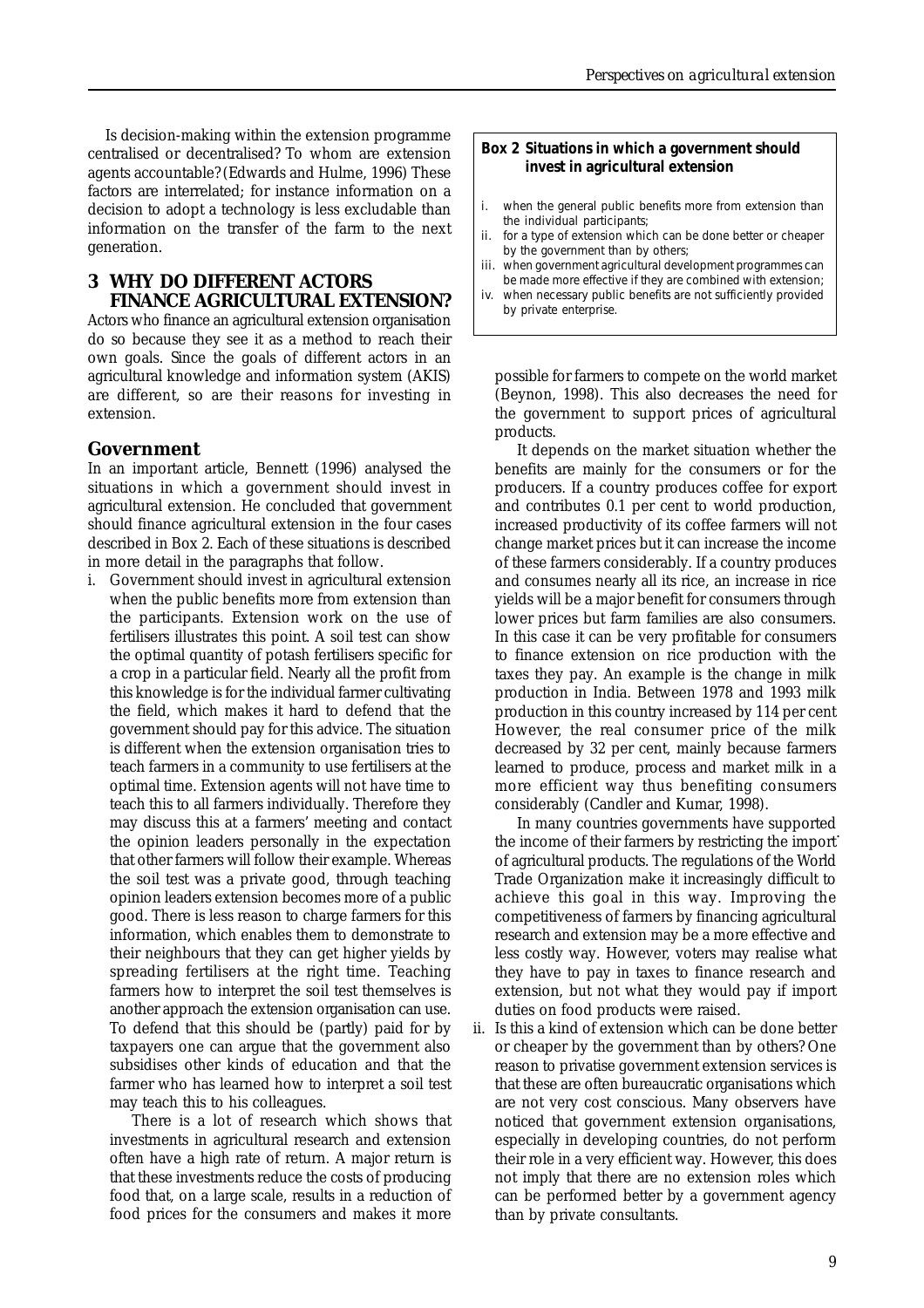Is decision-making within the extension programme centralised or decentralised? To whom are extension agents accountable? (Edwards and Hulme, 1996) These factors are interrelated; for instance information on a decision to adopt a technology is less excludable than information on the transfer of the farm to the next generation.

## 3 WHY DO DIFFERENT ACTORS FINANCE AGRICULTURAL EXTENSION?

Actors who finance an agricultural extension organisation do so because they see it as a method to reach their own goals. Since the goals of different actors in an agricultural knowledge and information system (AKIS) are different, so are their reasons for investing in extension.

### Government

In an important article, Bennett (1996) analysed the situations in which a government should invest in agricultural extension. He concluded that government should finance agricultural extension in the four cases described in Box 2. Each of these situations is described in more detail in the paragraphs that follow.

> **Box 2 Situations in which a government should invest in agricultural extension**
>
> i. when the general public benefits more from extension than the individual participants;
> ii. for a type of extension which can be done better or cheaper by the government than by others;
> iii. when government agricultural development programmes can be made more effective if they are combined with extension;
> iv. when necessary public benefits are not sufficiently provided by private enterprise.

i. Government should invest in agricultural extension when the public benefits more from extension than the participants. Extension work on the use of fertilisers illustrates this point. A soil test can show the optimal quantity of potash fertilisers specific for a crop in a particular field. Nearly all the profit from this knowledge is for the individual farmer cultivating the field, which makes it hard to defend that the government should pay for this advice. The situation is different when the extension organisation tries to teach farmers in a community to use fertilisers at the optimal time. Extension agents will not have time to teach this to all farmers individually. Therefore they may discuss this at a farmers' meeting and contact the opinion leaders personally in the expectation that other farmers will follow their example. Whereas the soil test was a private good, through teaching opinion leaders extension becomes more of a public good. There is less reason to charge farmers for this information, which enables them to demonstrate to their neighbours that they can get higher yields by spreading fertilisers at the right time. Teaching farmers how to interpret the soil test themselves is another approach the extension organisation can use. To defend that this should be (partly) paid for by taxpayers one can argue that the government also subsidises other kinds of education and that the farmer who has learned how to interpret a soil test may teach this to his colleagues.

   There is a lot of research which shows that investments in agricultural research and extension often have a high rate of return. A major return is that these investments reduce the costs of producing food that, on a large scale, results in a reduction of food prices for the consumers and makes it more possible for farmers to compete on the world market (Beynon, 1998). This also decreases the need for the government to support prices of agricultural products.

   It depends on the market situation whether the benefits are mainly for the consumers or for the producers. If a country produces coffee for export and contributes 0.1 per cent to world production, increased productivity of its coffee farmers will not change market prices but it can increase the income of these farmers considerably. If a country produces and consumes nearly all its rice, an increase in rice yields will be a major benefit for consumers through lower prices but farm families are also consumers. In this case it can be very profitable for consumers to finance extension on rice production with the taxes they pay. An example is the change in milk production in India. Between 1978 and 1993 milk production in this country increased by 114 per cent However, the real consumer price of the milk decreased by 32 per cent, mainly because farmers learned to produce, process and market milk in a more efficient way thus benefiting consumers considerably (Candler and Kumar, 1998).

   In many countries governments have supported the income of their farmers by restricting the import of agricultural products. The regulations of the World Trade Organization make it increasingly difficult to achieve this goal in this way. Improving the competitiveness of farmers by financing agricultural research and extension may be a more effective and less costly way. However, voters may realise what they have to pay in taxes to finance research and extension, but not what they would pay if import duties on food products were raised.

ii. Is this a kind of extension which can be done better or cheaper by the government than by others? One reason to privatise government extension services is that these are often bureaucratic organisations which are not very cost conscious. Many observers have noticed that government extension organisations, especially in developing countries, do not perform their role in a very efficient way. However, this does not imply that there are no extension roles which can be performed better by a government agency than by private consultants.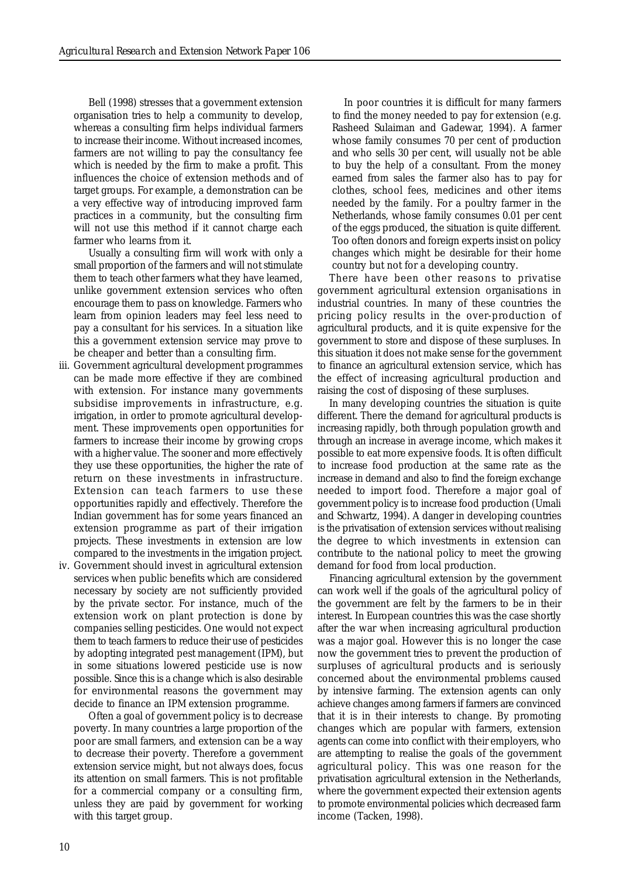Bell (1998) stresses that a government extension organisation tries to help a community to develop, whereas a consulting firm helps individual farmers to increase their income. Without increased incomes, farmers are not willing to pay the consultancy fee which is needed by the firm to make a profit. This influences the choice of extension methods and of target groups. For example, a demonstration can be a very effective way of introducing improved farm practices in a community, but the consulting firm will not use this method if it cannot charge each farmer who learns from it.

Usually a consulting firm will work with only a small proportion of the farmers and will not stimulate them to teach other farmers what they have learned, unlike government extension services who often encourage them to pass on knowledge. Farmers who learn from opinion leaders may feel less need to pay a consultant for his services. In a situation like this a government extension service may prove to be cheaper and better than a consulting firm.

iii. Government agricultural development programmes can be made more effective if they are combined with extension. For instance many governments subsidise improvements in infrastructure, e.g. irrigation, in order to promote agricultural development. These improvements open opportunities for farmers to increase their income by growing crops with a higher value. The sooner and more effectively they use these opportunities, the higher the rate of return on these investments in infrastructure. Extension can teach farmers to use these opportunities rapidly and effectively. Therefore the Indian government has for some years financed an extension programme as part of their irrigation projects. These investments in extension are low compared to the investments in the irrigation project.

iv. Government should invest in agricultural extension services when public benefits which are considered necessary by society are not sufficiently provided by the private sector. For instance, much of the extension work on plant protection is done by companies selling pesticides. One would not expect them to teach farmers to reduce their use of pesticides by adopting integrated pest management (IPM), but in some situations lowered pesticide use is now possible. Since this is a change which is also desirable for environmental reasons the government may decide to finance an IPM extension programme.

Often a goal of government policy is to decrease poverty. In many countries a large proportion of the poor are small farmers, and extension can be a way to decrease their poverty. Therefore a government extension service might, but not always does, focus its attention on small farmers. This is not profitable for a commercial company or a consulting firm, unless they are paid by government for working with this target group.

In poor countries it is difficult for many farmers to find the money needed to pay for extension (e.g. Rasheed Sulaiman and Gadewar, 1994). A farmer whose family consumes 70 per cent of production and who sells 30 per cent, will usually not be able to buy the help of a consultant. From the money earned from sales the farmer also has to pay for clothes, school fees, medicines and other items needed by the family. For a poultry farmer in the Netherlands, whose family consumes 0.01 per cent of the eggs produced, the situation is quite different. Too often donors and foreign experts insist on policy changes which might be desirable for their home country but not for a developing country.

There have been other reasons to privatise government agricultural extension organisations in industrial countries. In many of these countries the pricing policy results in the over-production of agricultural products, and it is quite expensive for the government to store and dispose of these surpluses. In this situation it does not make sense for the government to finance an agricultural extension service, which has the effect of increasing agricultural production and raising the cost of disposing of these surpluses.

In many developing countries the situation is quite different. There the demand for agricultural products is increasing rapidly, both through population growth and through an increase in average income, which makes it possible to eat more expensive foods. It is often difficult to increase food production at the same rate as the increase in demand and also to find the foreign exchange needed to import food. Therefore a major goal of government policy is to increase food production (Umali and Schwartz, 1994). A danger in developing countries is the privatisation of extension services without realising the degree to which investments in extension can contribute to the national policy to meet the growing demand for food from local production.

Financing agricultural extension by the government can work well if the goals of the agricultural policy of the government are felt by the farmers to be in their interest. In European countries this was the case shortly after the war when increasing agricultural production was a major goal. However this is no longer the case now the government tries to prevent the production of surpluses of agricultural products and is seriously concerned about the environmental problems caused by intensive farming. The extension agents can only achieve changes among farmers if farmers are convinced that it is in their interests to change. By promoting changes which are popular with farmers, extension agents can come into conflict with their employers, who are attempting to realise the goals of the government agricultural policy. This was one reason for the privatisation agricultural extension in the Netherlands, where the government expected their extension agents to promote environmental policies which decreased farm income (Tacken, 1998).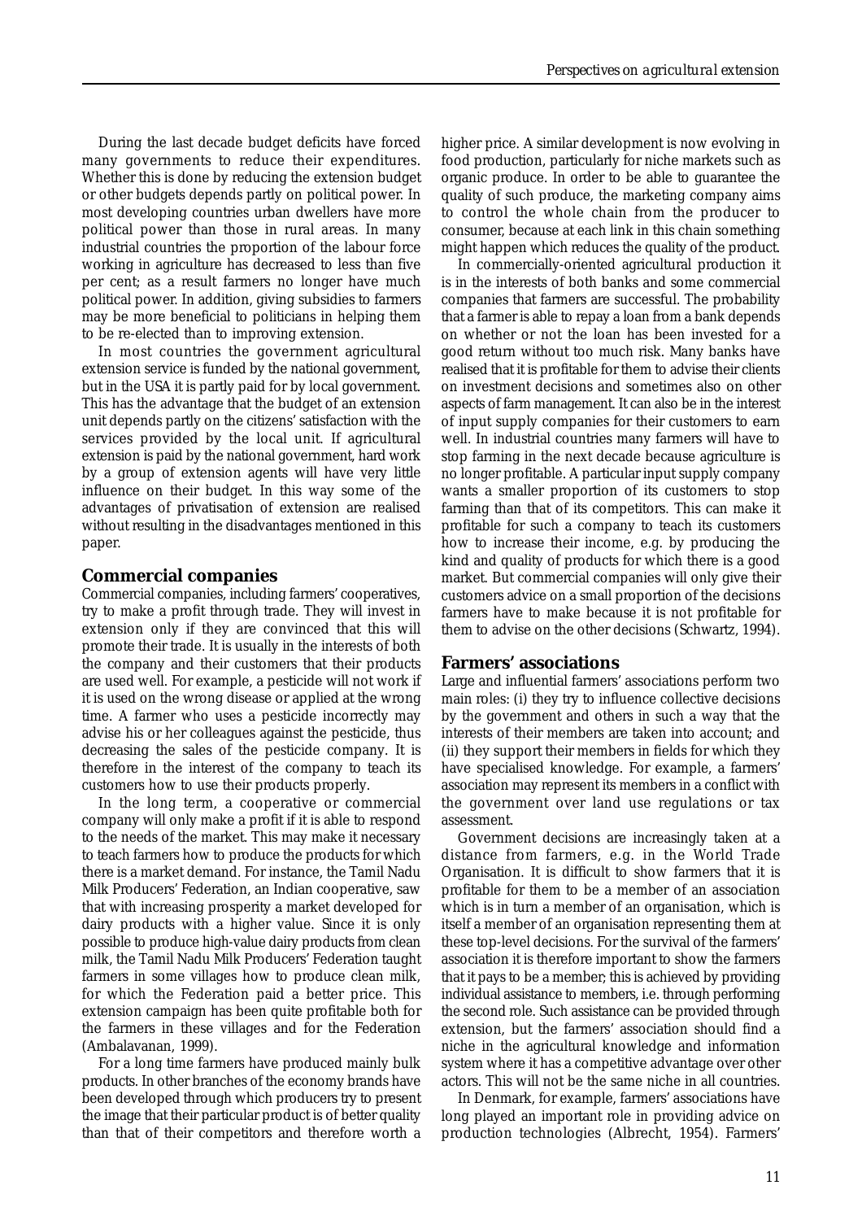During the last decade budget deficits have forced many governments to reduce their expenditures. Whether this is done by reducing the extension budget or other budgets depends partly on political power. In most developing countries urban dwellers have more political power than those in rural areas. In many industrial countries the proportion of the labour force working in agriculture has decreased to less than five per cent; as a result farmers no longer have much political power. In addition, giving subsidies to farmers may be more beneficial to politicians in helping them to be re-elected than to improving extension.

In most countries the government agricultural extension service is funded by the national government, but in the USA it is partly paid for by local government. This has the advantage that the budget of an extension unit depends partly on the citizens' satisfaction with the services provided by the local unit. If agricultural extension is paid by the national government, hard work by a group of extension agents will have very little influence on their budget. In this way some of the advantages of privatisation of extension are realised without resulting in the disadvantages mentioned in this paper.

## Commercial companies

Commercial companies, including farmers' cooperatives, try to make a profit through trade. They will invest in extension only if they are convinced that this will promote their trade. It is usually in the interests of both the company and their customers that their products are used well. For example, a pesticide will not work if it is used on the wrong disease or applied at the wrong time. A farmer who uses a pesticide incorrectly may advise his or her colleagues against the pesticide, thus decreasing the sales of the pesticide company. It is therefore in the interest of the company to teach its customers how to use their products properly.

In the long term, a cooperative or commercial company will only make a profit if it is able to respond to the needs of the market. This may make it necessary to teach farmers how to produce the products for which there is a market demand. For instance, the Tamil Nadu Milk Producers' Federation, an Indian cooperative, saw that with increasing prosperity a market developed for dairy products with a higher value. Since it is only possible to produce high-value dairy products from clean milk, the Tamil Nadu Milk Producers' Federation taught farmers in some villages how to produce clean milk, for which the Federation paid a better price. This extension campaign has been quite profitable both for the farmers in these villages and for the Federation (Ambalavanan, 1999).

For a long time farmers have produced mainly bulk products. In other branches of the economy brands have been developed through which producers try to present the image that their particular product is of better quality than that of their competitors and therefore worth a higher price. A similar development is now evolving in food production, particularly for niche markets such as organic produce. In order to be able to guarantee the quality of such produce, the marketing company aims to control the whole chain from the producer to consumer, because at each link in this chain something might happen which reduces the quality of the product.

In commercially-oriented agricultural production it is in the interests of both banks and some commercial companies that farmers are successful. The probability that a farmer is able to repay a loan from a bank depends on whether or not the loan has been invested for a good return without too much risk. Many banks have realised that it is profitable for them to advise their clients on investment decisions and sometimes also on other aspects of farm management. It can also be in the interest of input supply companies for their customers to earn well. In industrial countries many farmers will have to stop farming in the next decade because agriculture is no longer profitable. A particular input supply company wants a smaller proportion of its customers to stop farming than that of its competitors. This can make it profitable for such a company to teach its customers how to increase their income, e.g. by producing the kind and quality of products for which there is a good market. But commercial companies will only give their customers advice on a small proportion of the decisions farmers have to make because it is not profitable for them to advise on the other decisions (Schwartz, 1994).

## Farmers' associations

Large and influential farmers' associations perform two main roles: (i) they try to influence collective decisions by the government and others in such a way that the interests of their members are taken into account; and (ii) they support their members in fields for which they have specialised knowledge. For example, a farmers' association may represent its members in a conflict with the government over land use regulations or tax assessment.

Government decisions are increasingly taken at a distance from farmers, e.g. in the World Trade Organisation. It is difficult to show farmers that it is profitable for them to be a member of an association which is in turn a member of an organisation, which is itself a member of an organisation representing them at these top-level decisions. For the survival of the farmers' association it is therefore important to show the farmers that it pays to be a member; this is achieved by providing individual assistance to members, i.e. through performing the second role. Such assistance can be provided through extension, but the farmers' association should find a niche in the agricultural knowledge and information system where it has a competitive advantage over other actors. This will not be the same niche in all countries.

In Denmark, for example, farmers' associations have long played an important role in providing advice on production technologies (Albrecht, 1954). Farmers'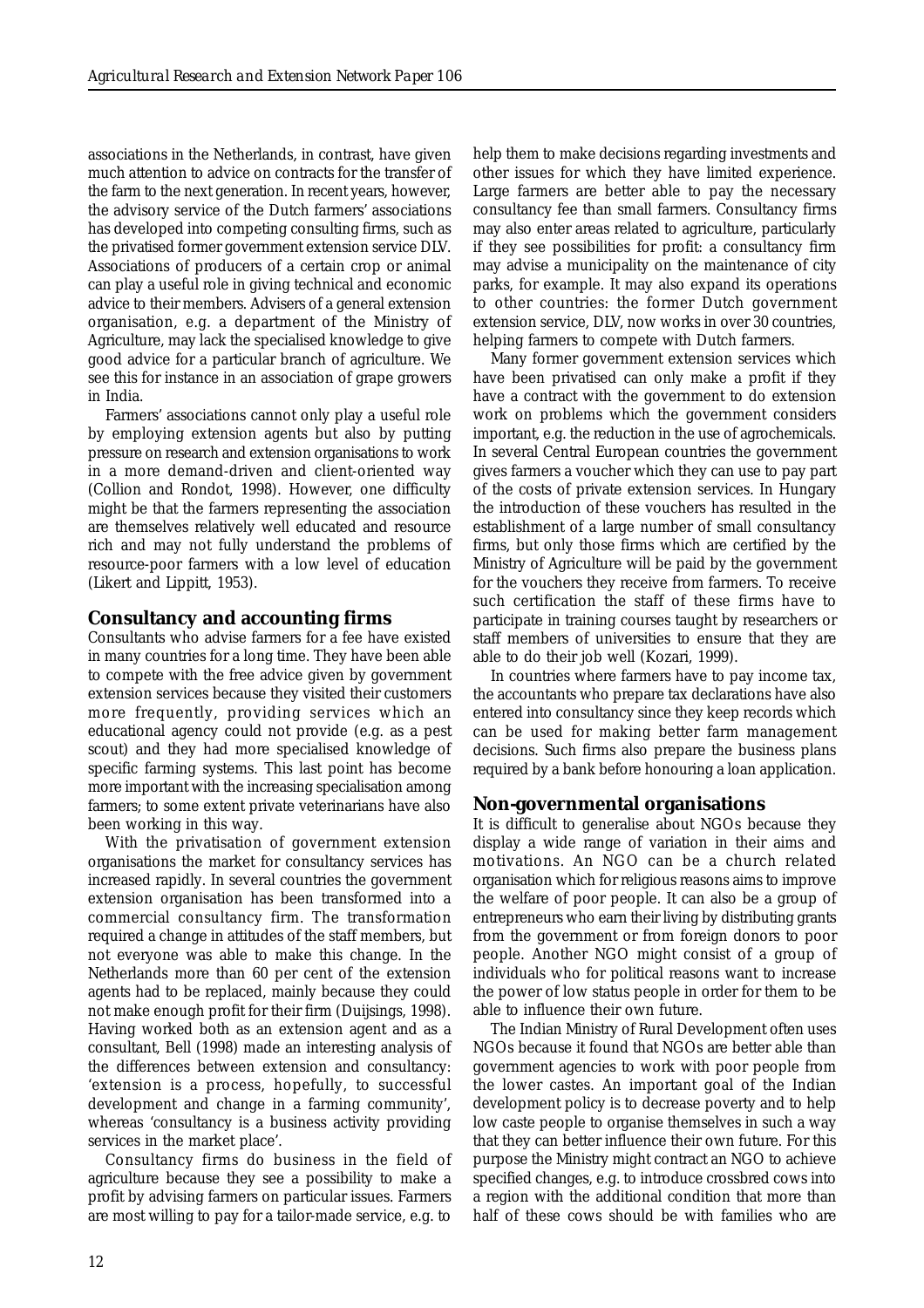associations in the Netherlands, in contrast, have given much attention to advice on contracts for the transfer of the farm to the next generation. In recent years, however, the advisory service of the Dutch farmers' associations has developed into competing consulting firms, such as the privatised former government extension service DLV. Associations of producers of a certain crop or animal can play a useful role in giving technical and economic advice to their members. Advisers of a general extension organisation, e.g. a department of the Ministry of Agriculture, may lack the specialised knowledge to give good advice for a particular branch of agriculture. We see this for instance in an association of grape growers in India.

Farmers' associations cannot only play a useful role by employing extension agents but also by putting pressure on research and extension organisations to work in a more demand-driven and client-oriented way (Collion and Rondot, 1998). However, one difficulty might be that the farmers representing the association are themselves relatively well educated and resource rich and may not fully understand the problems of resource-poor farmers with a low level of education (Likert and Lippitt, 1953).

## Consultancy and accounting firms

Consultants who advise farmers for a fee have existed in many countries for a long time. They have been able to compete with the free advice given by government extension services because they visited their customers more frequently, providing services which an educational agency could not provide (e.g. as a pest scout) and they had more specialised knowledge of specific farming systems. This last point has become more important with the increasing specialisation among farmers; to some extent private veterinarians have also been working in this way.

With the privatisation of government extension organisations the market for consultancy services has increased rapidly. In several countries the government extension organisation has been transformed into a commercial consultancy firm. The transformation required a change in attitudes of the staff members, but not everyone was able to make this change. In the Netherlands more than 60 per cent of the extension agents had to be replaced, mainly because they could not make enough profit for their firm (Duijsings, 1998). Having worked both as an extension agent and as a consultant, Bell (1998) made an interesting analysis of the differences between extension and consultancy: 'extension is a process, hopefully, to successful development and change in a farming community', whereas 'consultancy is a business activity providing services in the market place'.

Consultancy firms do business in the field of agriculture because they see a possibility to make a profit by advising farmers on particular issues. Farmers are most willing to pay for a tailor-made service, e.g. to help them to make decisions regarding investments and other issues for which they have limited experience. Large farmers are better able to pay the necessary consultancy fee than small farmers. Consultancy firms may also enter areas related to agriculture, particularly if they see possibilities for profit: a consultancy firm may advise a municipality on the maintenance of city parks, for example. It may also expand its operations to other countries: the former Dutch government extension service, DLV, now works in over 30 countries, helping farmers to compete with Dutch farmers.

Many former government extension services which have been privatised can only make a profit if they have a contract with the government to do extension work on problems which the government considers important, e.g. the reduction in the use of agrochemicals. In several Central European countries the government gives farmers a voucher which they can use to pay part of the costs of private extension services. In Hungary the introduction of these vouchers has resulted in the establishment of a large number of small consultancy firms, but only those firms which are certified by the Ministry of Agriculture will be paid by the government for the vouchers they receive from farmers. To receive such certification the staff of these firms have to participate in training courses taught by researchers or staff members of universities to ensure that they are able to do their job well (Kozari, 1999).

In countries where farmers have to pay income tax, the accountants who prepare tax declarations have also entered into consultancy since they keep records which can be used for making better farm management decisions. Such firms also prepare the business plans required by a bank before honouring a loan application.

## Non-governmental organisations

It is difficult to generalise about NGOs because they display a wide range of variation in their aims and motivations. An NGO can be a church related organisation which for religious reasons aims to improve the welfare of poor people. It can also be a group of entrepreneurs who earn their living by distributing grants from the government or from foreign donors to poor people. Another NGO might consist of a group of individuals who for political reasons want to increase the power of low status people in order for them to be able to influence their own future.

The Indian Ministry of Rural Development often uses NGOs because it found that NGOs are better able than government agencies to work with poor people from the lower castes. An important goal of the Indian development policy is to decrease poverty and to help low caste people to organise themselves in such a way that they can better influence their own future. For this purpose the Ministry might contract an NGO to achieve specified changes, e.g. to introduce crossbred cows into a region with the additional condition that more than half of these cows should be with families who are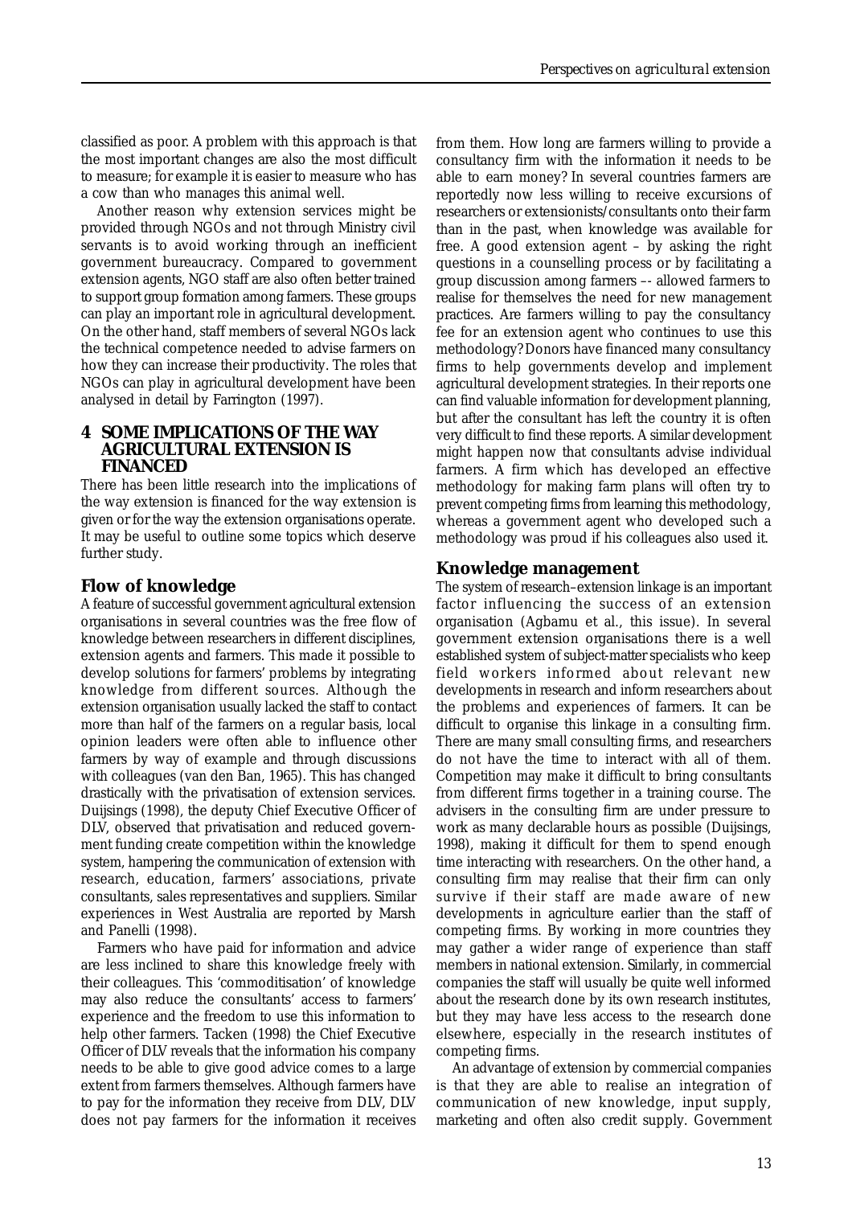classified as poor. A problem with this approach is that the most important changes are also the most difficult to measure; for example it is easier to measure who has a cow than who manages this animal well.

Another reason why extension services might be provided through NGOs and not through Ministry civil servants is to avoid working through an inefficient government bureaucracy. Compared to government extension agents, NGO staff are also often better trained to support group formation among farmers. These groups can play an important role in agricultural development. On the other hand, staff members of several NGOs lack the technical competence needed to advise farmers on how they can increase their productivity. The roles that NGOs can play in agricultural development have been analysed in detail by Farrington (1997).

## 4 SOME IMPLICATIONS OF THE WAY AGRICULTURAL EXTENSION IS FINANCED

There has been little research into the implications of the way extension is financed for the way extension is given or for the way the extension organisations operate. It may be useful to outline some topics which deserve further study.

### Flow of knowledge

A feature of successful government agricultural extension organisations in several countries was the free flow of knowledge between researchers in different disciplines, extension agents and farmers. This made it possible to develop solutions for farmers' problems by integrating knowledge from different sources. Although the extension organisation usually lacked the staff to contact more than half of the farmers on a regular basis, local opinion leaders were often able to influence other farmers by way of example and through discussions with colleagues (van den Ban, 1965). This has changed drastically with the privatisation of extension services. Duijsings (1998), the deputy Chief Executive Officer of DLV, observed that privatisation and reduced government funding create competition within the knowledge system, hampering the communication of extension with research, education, farmers' associations, private consultants, sales representatives and suppliers. Similar experiences in West Australia are reported by Marsh and Panelli (1998).

Farmers who have paid for information and advice are less inclined to share this knowledge freely with their colleagues. This 'commoditisation' of knowledge may also reduce the consultants' access to farmers' experience and the freedom to use this information to help other farmers. Tacken (1998) the Chief Executive Officer of DLV reveals that the information his company needs to be able to give good advice comes to a large extent from farmers themselves. Although farmers have to pay for the information they receive from DLV, DLV does not pay farmers for the information it receives from them. How long are farmers willing to provide a consultancy firm with the information it needs to be able to earn money? In several countries farmers are reportedly now less willing to receive excursions of researchers or extensionists/consultants onto their farm than in the past, when knowledge was available for free. A good extension agent – by asking the right questions in a counselling process or by facilitating a group discussion among farmers –- allowed farmers to realise for themselves the need for new management practices. Are farmers willing to pay the consultancy fee for an extension agent who continues to use this methodology? Donors have financed many consultancy firms to help governments develop and implement agricultural development strategies. In their reports one can find valuable information for development planning, but after the consultant has left the country it is often very difficult to find these reports. A similar development might happen now that consultants advise individual farmers. A firm which has developed an effective methodology for making farm plans will often try to prevent competing firms from learning this methodology, whereas a government agent who developed such a methodology was proud if his colleagues also used it.

### Knowledge management

The system of research–extension linkage is an important factor influencing the success of an extension organisation (Agbamu et al., this issue). In several government extension organisations there is a well established system of subject-matter specialists who keep field workers informed about relevant new developments in research and inform researchers about the problems and experiences of farmers. It can be difficult to organise this linkage in a consulting firm. There are many small consulting firms, and researchers do not have the time to interact with all of them. Competition may make it difficult to bring consultants from different firms together in a training course. The advisers in the consulting firm are under pressure to work as many declarable hours as possible (Duijsings, 1998), making it difficult for them to spend enough time interacting with researchers. On the other hand, a consulting firm may realise that their firm can only survive if their staff are made aware of new developments in agriculture earlier than the staff of competing firms. By working in more countries they may gather a wider range of experience than staff members in national extension. Similarly, in commercial companies the staff will usually be quite well informed about the research done by its own research institutes, but they may have less access to the research done elsewhere, especially in the research institutes of competing firms.

An advantage of extension by commercial companies is that they are able to realise an integration of communication of new knowledge, input supply, marketing and often also credit supply. Government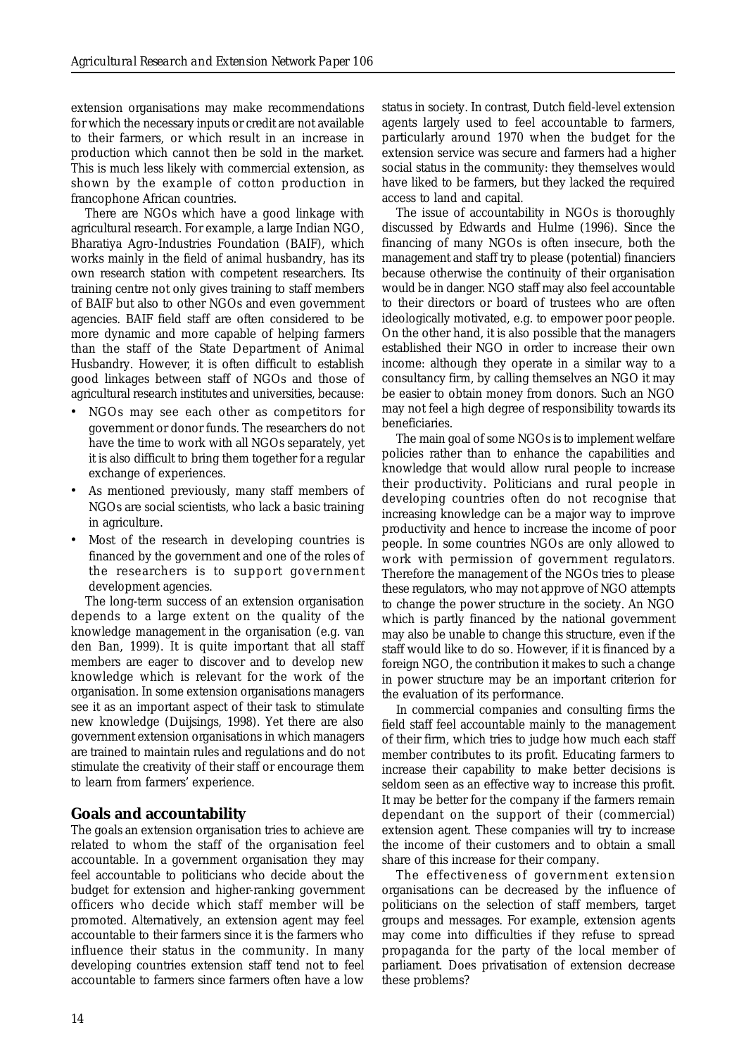extension organisations may make recommendations for which the necessary inputs or credit are not available to their farmers, or which result in an increase in production which cannot then be sold in the market. This is much less likely with commercial extension, as shown by the example of cotton production in francophone African countries.

There are NGOs which have a good linkage with agricultural research. For example, a large Indian NGO, Bharatiya Agro-Industries Foundation (BAIF), which works mainly in the field of animal husbandry, has its own research station with competent researchers. Its training centre not only gives training to staff members of BAIF but also to other NGOs and even government agencies. BAIF field staff are often considered to be more dynamic and more capable of helping farmers than the staff of the State Department of Animal Husbandry. However, it is often difficult to establish good linkages between staff of NGOs and those of agricultural research institutes and universities, because:

- NGOs may see each other as competitors for government or donor funds. The researchers do not have the time to work with all NGOs separately, yet it is also difficult to bring them together for a regular exchange of experiences.
- As mentioned previously, many staff members of NGOs are social scientists, who lack a basic training in agriculture.
- Most of the research in developing countries is financed by the government and one of the roles of the researchers is to support government development agencies.

The long-term success of an extension organisation depends to a large extent on the quality of the knowledge management in the organisation (e.g. van den Ban, 1999). It is quite important that all staff members are eager to discover and to develop new knowledge which is relevant for the work of the organisation. In some extension organisations managers see it as an important aspect of their task to stimulate new knowledge (Duijsings, 1998). Yet there are also government extension organisations in which managers are trained to maintain rules and regulations and do not stimulate the creativity of their staff or encourage them to learn from farmers' experience.

## Goals and accountability

The goals an extension organisation tries to achieve are related to whom the staff of the organisation feel accountable. In a government organisation they may feel accountable to politicians who decide about the budget for extension and higher-ranking government officers who decide which staff member will be promoted. Alternatively, an extension agent may feel accountable to their farmers since it is the farmers who influence their status in the community. In many developing countries extension staff tend not to feel accountable to farmers since farmers often have a low status in society. In contrast, Dutch field-level extension agents largely used to feel accountable to farmers, particularly around 1970 when the budget for the extension service was secure and farmers had a higher social status in the community: they themselves would have liked to be farmers, but they lacked the required access to land and capital.

The issue of accountability in NGOs is thoroughly discussed by Edwards and Hulme (1996). Since the financing of many NGOs is often insecure, both the management and staff try to please (potential) financiers because otherwise the continuity of their organisation would be in danger. NGO staff may also feel accountable to their directors or board of trustees who are often ideologically motivated, e.g. to empower poor people. On the other hand, it is also possible that the managers established their NGO in order to increase their own income: although they operate in a similar way to a consultancy firm, by calling themselves an NGO it may be easier to obtain money from donors. Such an NGO may not feel a high degree of responsibility towards its beneficiaries.

The main goal of some NGOs is to implement welfare policies rather than to enhance the capabilities and knowledge that would allow rural people to increase their productivity. Politicians and rural people in developing countries often do not recognise that increasing knowledge can be a major way to improve productivity and hence to increase the income of poor people. In some countries NGOs are only allowed to work with permission of government regulators. Therefore the management of the NGOs tries to please these regulators, who may not approve of NGO attempts to change the power structure in the society. An NGO which is partly financed by the national government may also be unable to change this structure, even if the staff would like to do so. However, if it is financed by a foreign NGO, the contribution it makes to such a change in power structure may be an important criterion for the evaluation of its performance.

In commercial companies and consulting firms the field staff feel accountable mainly to the management of their firm, which tries to judge how much each staff member contributes to its profit. Educating farmers to increase their capability to make better decisions is seldom seen as an effective way to increase this profit. It may be better for the company if the farmers remain dependant on the support of their (commercial) extension agent. These companies will try to increase the income of their customers and to obtain a small share of this increase for their company.

The effectiveness of government extension organisations can be decreased by the influence of politicians on the selection of staff members, target groups and messages. For example, extension agents may come into difficulties if they refuse to spread propaganda for the party of the local member of parliament. Does privatisation of extension decrease these problems?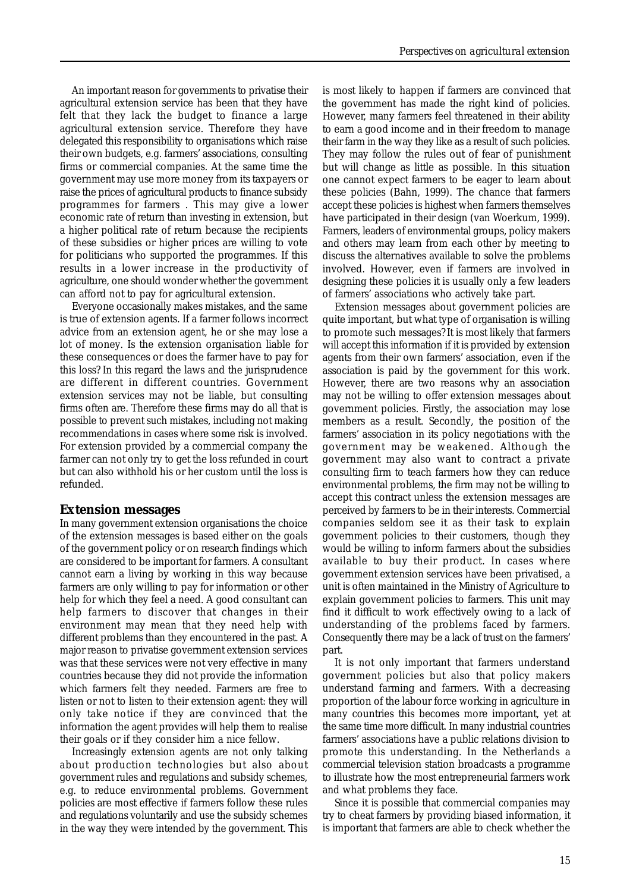An important reason for governments to privatise their agricultural extension service has been that they have felt that they lack the budget to finance a large agricultural extension service. Therefore they have delegated this responsibility to organisations which raise their own budgets, e.g. farmers' associations, consulting firms or commercial companies. At the same time the government may use more money from its taxpayers or raise the prices of agricultural products to finance subsidy programmes for farmers . This may give a lower economic rate of return than investing in extension, but a higher political rate of return because the recipients of these subsidies or higher prices are willing to vote for politicians who supported the programmes. If this results in a lower increase in the productivity of agriculture, one should wonder whether the government can afford not to pay for agricultural extension.

Everyone occasionally makes mistakes, and the same is true of extension agents. If a farmer follows incorrect advice from an extension agent, he or she may lose a lot of money. Is the extension organisation liable for these consequences or does the farmer have to pay for this loss? In this regard the laws and the jurisprudence are different in different countries. Government extension services may not be liable, but consulting firms often are. Therefore these firms may do all that is possible to prevent such mistakes, including not making recommendations in cases where some risk is involved. For extension provided by a commercial company the farmer can not only try to get the loss refunded in court but can also withhold his or her custom until the loss is refunded.

## Extension messages

In many government extension organisations the choice of the extension messages is based either on the goals of the government policy or on research findings which are considered to be important for farmers. A consultant cannot earn a living by working in this way because farmers are only willing to pay for information or other help for which they feel a need. A good consultant can help farmers to discover that changes in their environment may mean that they need help with different problems than they encountered in the past. A major reason to privatise government extension services was that these services were not very effective in many countries because they did not provide the information which farmers felt they needed. Farmers are free to listen or not to listen to their extension agent: they will only take notice if they are convinced that the information the agent provides will help them to realise their goals or if they consider him a nice fellow.

Increasingly extension agents are not only talking about production technologies but also about government rules and regulations and subsidy schemes, e.g. to reduce environmental problems. Government policies are most effective if farmers follow these rules and regulations voluntarily and use the subsidy schemes in the way they were intended by the government. This is most likely to happen if farmers are convinced that the government has made the right kind of policies. However, many farmers feel threatened in their ability to earn a good income and in their freedom to manage their farm in the way they like as a result of such policies. They may follow the rules out of fear of punishment but will change as little as possible. In this situation one cannot expect farmers to be eager to learn about these policies (Bahn, 1999). The chance that farmers accept these policies is highest when farmers themselves have participated in their design (van Woerkum, 1999). Farmers, leaders of environmental groups, policy makers and others may learn from each other by meeting to discuss the alternatives available to solve the problems involved. However, even if farmers are involved in designing these policies it is usually only a few leaders of farmers' associations who actively take part.

Extension messages about government policies are quite important, but what type of organisation is willing to promote such messages? It is most likely that farmers will accept this information if it is provided by extension agents from their own farmers' association, even if the association is paid by the government for this work. However, there are two reasons why an association may not be willing to offer extension messages about government policies. Firstly, the association may lose members as a result. Secondly, the position of the farmers' association in its policy negotiations with the government may be weakened. Although the government may also want to contract a private consulting firm to teach farmers how they can reduce environmental problems, the firm may not be willing to accept this contract unless the extension messages are perceived by farmers to be in their interests. Commercial companies seldom see it as their task to explain government policies to their customers, though they would be willing to inform farmers about the subsidies available to buy their product. In cases where government extension services have been privatised, a unit is often maintained in the Ministry of Agriculture to explain government policies to farmers. This unit may find it difficult to work effectively owing to a lack of understanding of the problems faced by farmers. Consequently there may be a lack of trust on the farmers' part.

It is not only important that farmers understand government policies but also that policy makers understand farming and farmers. With a decreasing proportion of the labour force working in agriculture in many countries this becomes more important, yet at the same time more difficult. In many industrial countries farmers' associations have a public relations division to promote this understanding. In the Netherlands a commercial television station broadcasts a programme to illustrate how the most entrepreneurial farmers work and what problems they face.

Since it is possible that commercial companies may try to cheat farmers by providing biased information, it is important that farmers are able to check whether the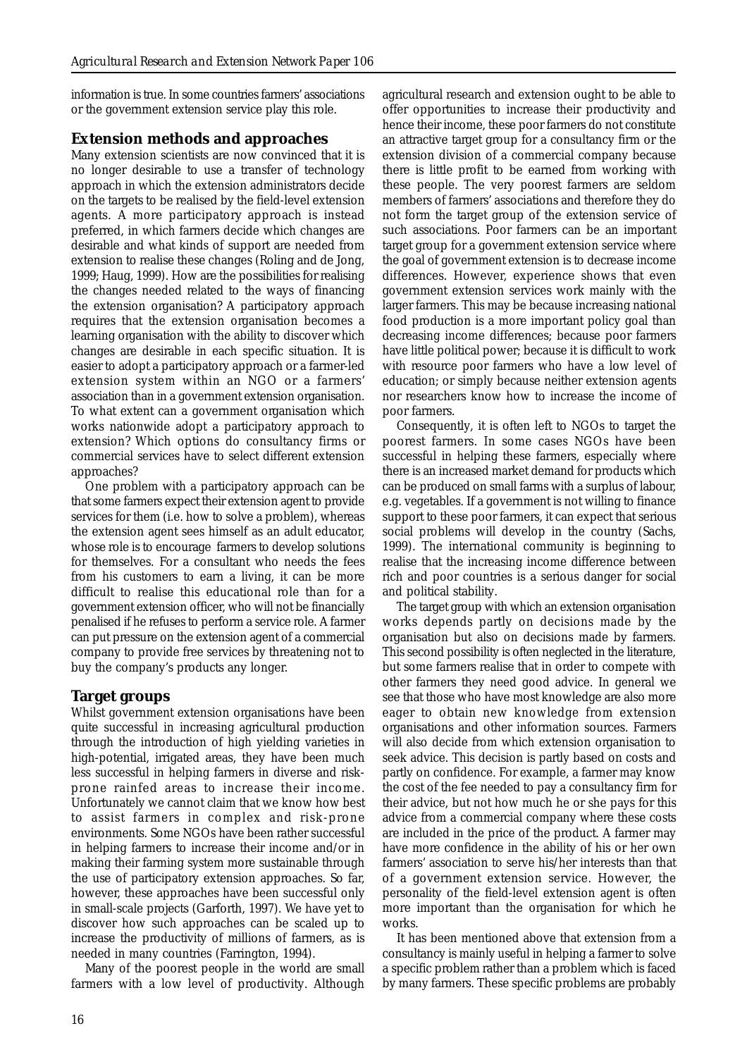information is true. In some countries farmers' associations or the government extension service play this role.

## Extension methods and approaches

Many extension scientists are now convinced that it is no longer desirable to use a transfer of technology approach in which the extension administrators decide on the targets to be realised by the field-level extension agents. A more participatory approach is instead preferred, in which farmers decide which changes are desirable and what kinds of support are needed from extension to realise these changes (Roling and de Jong, 1999; Haug, 1999). How are the possibilities for realising the changes needed related to the ways of financing the extension organisation? A participatory approach requires that the extension organisation becomes a learning organisation with the ability to discover which changes are desirable in each specific situation. It is easier to adopt a participatory approach or a farmer-led extension system within an NGO or a farmers' association than in a government extension organisation. To what extent can a government organisation which works nationwide adopt a participatory approach to extension? Which options do consultancy firms or commercial services have to select different extension approaches?

One problem with a participatory approach can be that some farmers expect their extension agent to provide services for them (i.e. how to solve a problem), whereas the extension agent sees himself as an adult educator, whose role is to encourage farmers to develop solutions for themselves. For a consultant who needs the fees from his customers to earn a living, it can be more difficult to realise this educational role than for a government extension officer, who will not be financially penalised if he refuses to perform a service role. A farmer can put pressure on the extension agent of a commercial company to provide free services by threatening not to buy the company's products any longer.

## Target groups

Whilst government extension organisations have been quite successful in increasing agricultural production through the introduction of high yielding varieties in high-potential, irrigated areas, they have been much less successful in helping farmers in diverse and risk-prone rainfed areas to increase their income. Unfortunately we cannot claim that we know how best to assist farmers in complex and risk-prone environments. Some NGOs have been rather successful in helping farmers to increase their income and/or in making their farming system more sustainable through the use of participatory extension approaches. So far, however, these approaches have been successful only in small-scale projects (Garforth, 1997). We have yet to discover how such approaches can be scaled up to increase the productivity of millions of farmers, as is needed in many countries (Farrington, 1994).

Many of the poorest people in the world are small farmers with a low level of productivity. Although agricultural research and extension ought to be able to offer opportunities to increase their productivity and hence their income, these poor farmers do not constitute an attractive target group for a consultancy firm or the extension division of a commercial company because there is little profit to be earned from working with these people. The very poorest farmers are seldom members of farmers' associations and therefore they do not form the target group of the extension service of such associations. Poor farmers can be an important target group for a government extension service where the goal of government extension is to decrease income differences. However, experience shows that even government extension services work mainly with the larger farmers. This may be because increasing national food production is a more important policy goal than decreasing income differences; because poor farmers have little political power; because it is difficult to work with resource poor farmers who have a low level of education; or simply because neither extension agents nor researchers know how to increase the income of poor farmers.

Consequently, it is often left to NGOs to target the poorest farmers. In some cases NGOs have been successful in helping these farmers, especially where there is an increased market demand for products which can be produced on small farms with a surplus of labour, e.g. vegetables. If a government is not willing to finance support to these poor farmers, it can expect that serious social problems will develop in the country (Sachs, 1999). The international community is beginning to realise that the increasing income difference between rich and poor countries is a serious danger for social and political stability.

The target group with which an extension organisation works depends partly on decisions made by the organisation but also on decisions made by farmers. This second possibility is often neglected in the literature, but some farmers realise that in order to compete with other farmers they need good advice. In general we see that those who have most knowledge are also more eager to obtain new knowledge from extension organisations and other information sources. Farmers will also decide from which extension organisation to seek advice. This decision is partly based on costs and partly on confidence. For example, a farmer may know the cost of the fee needed to pay a consultancy firm for their advice, but not how much he or she pays for this advice from a commercial company where these costs are included in the price of the product. A farmer may have more confidence in the ability of his or her own farmers' association to serve his/her interests than that of a government extension service. However, the personality of the field-level extension agent is often more important than the organisation for which he works.

It has been mentioned above that extension from a consultancy is mainly useful in helping a farmer to solve a specific problem rather than a problem which is faced by many farmers. These specific problems are probably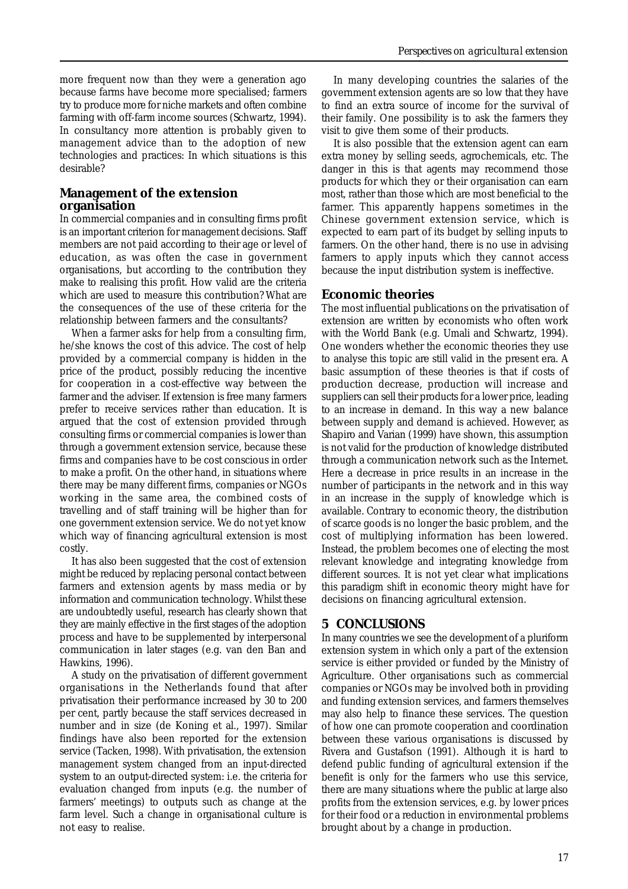more frequent now than they were a generation ago because farms have become more specialised; farmers try to produce more for niche markets and often combine farming with off-farm income sources (Schwartz, 1994). In consultancy more attention is probably given to management advice than to the adoption of new technologies and practices: In which situations is this desirable?

### Management of the extension organisation

In commercial companies and in consulting firms profit is an important criterion for management decisions. Staff members are not paid according to their age or level of education, as was often the case in government organisations, but according to the contribution they make to realising this profit. How valid are the criteria which are used to measure this contribution? What are the consequences of the use of these criteria for the relationship between farmers and the consultants?

When a farmer asks for help from a consulting firm, he/she knows the cost of this advice. The cost of help provided by a commercial company is hidden in the price of the product, possibly reducing the incentive for cooperation in a cost-effective way between the farmer and the adviser. If extension is free many farmers prefer to receive services rather than education. It is argued that the cost of extension provided through consulting firms or commercial companies is lower than through a government extension service, because these firms and companies have to be cost conscious in order to make a profit. On the other hand, in situations where there may be many different firms, companies or NGOs working in the same area, the combined costs of travelling and of staff training will be higher than for one government extension service. We do not yet know which way of financing agricultural extension is most costly.

It has also been suggested that the cost of extension might be reduced by replacing personal contact between farmers and extension agents by mass media or by information and communication technology. Whilst these are undoubtedly useful, research has clearly shown that they are mainly effective in the first stages of the adoption process and have to be supplemented by interpersonal communication in later stages (e.g. van den Ban and Hawkins, 1996).

A study on the privatisation of different government organisations in the Netherlands found that after privatisation their performance increased by 30 to 200 per cent, partly because the staff services decreased in number and in size (de Koning et al., 1997). Similar findings have also been reported for the extension service (Tacken, 1998). With privatisation, the extension management system changed from an input-directed system to an output-directed system: i.e. the criteria for evaluation changed from inputs (e.g. the number of farmers' meetings) to outputs such as change at the farm level. Such a change in organisational culture is not easy to realise.

In many developing countries the salaries of the government extension agents are so low that they have to find an extra source of income for the survival of their family. One possibility is to ask the farmers they visit to give them some of their products.

It is also possible that the extension agent can earn extra money by selling seeds, agrochemicals, etc. The danger in this is that agents may recommend those products for which they or their organisation can earn most, rather than those which are most beneficial to the farmer. This apparently happens sometimes in the Chinese government extension service, which is expected to earn part of its budget by selling inputs to farmers. On the other hand, there is no use in advising farmers to apply inputs which they cannot access because the input distribution system is ineffective.

### Economic theories

The most influential publications on the privatisation of extension are written by economists who often work with the World Bank (e.g. Umali and Schwartz, 1994). One wonders whether the economic theories they use to analyse this topic are still valid in the present era. A basic assumption of these theories is that if costs of production decrease, production will increase and suppliers can sell their products for a lower price, leading to an increase in demand. In this way a new balance between supply and demand is achieved. However, as Shapiro and Varian (1999) have shown, this assumption is not valid for the production of knowledge distributed through a communication network such as the Internet. Here a decrease in price results in an increase in the number of participants in the network and in this way in an increase in the supply of knowledge which is available. Contrary to economic theory, the distribution of scarce goods is no longer the basic problem, and the cost of multiplying information has been lowered. Instead, the problem becomes one of electing the most relevant knowledge and integrating knowledge from different sources. It is not yet clear what implications this paradigm shift in economic theory might have for decisions on financing agricultural extension.

## 5 CONCLUSIONS

In many countries we see the development of a pluriform extension system in which only a part of the extension service is either provided or funded by the Ministry of Agriculture. Other organisations such as commercial companies or NGOs may be involved both in providing and funding extension services, and farmers themselves may also help to finance these services. The question of how one can promote cooperation and coordination between these various organisations is discussed by Rivera and Gustafson (1991). Although it is hard to defend public funding of agricultural extension if the benefit is only for the farmers who use this service, there are many situations where the public at large also profits from the extension services, e.g. by lower prices for their food or a reduction in environmental problems brought about by a change in production.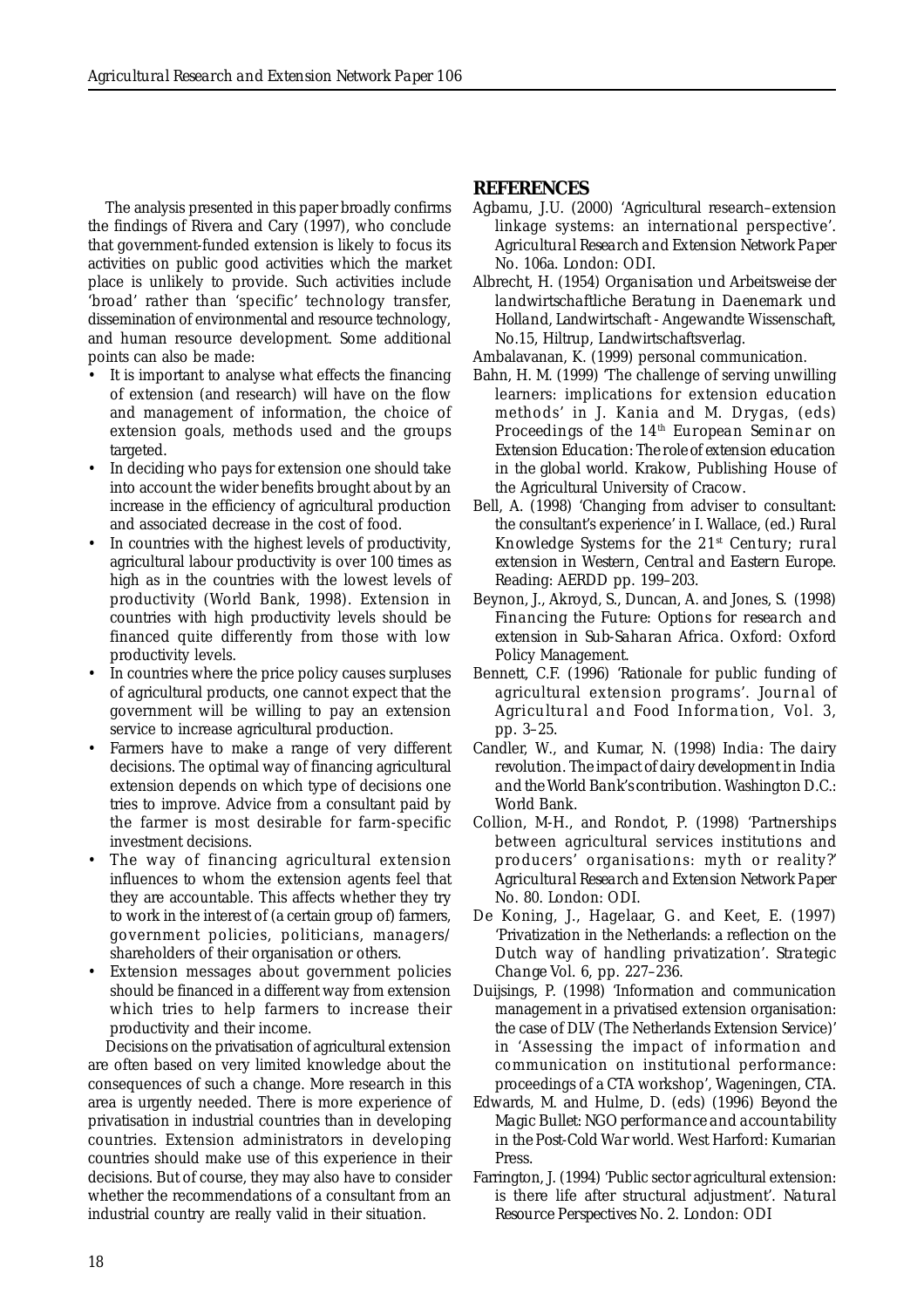The analysis presented in this paper broadly confirms the findings of Rivera and Cary (1997), who conclude that government-funded extension is likely to focus its activities on public good activities which the market place is unlikely to provide. Such activities include 'broad' rather than 'specific' technology transfer, dissemination of environmental and resource technology, and human resource development. Some additional points can also be made:

- It is important to analyse what effects the financing of extension (and research) will have on the flow and management of information, the choice of extension goals, methods used and the groups targeted.
- In deciding who pays for extension one should take into account the wider benefits brought about by an increase in the efficiency of agricultural production and associated decrease in the cost of food.
- In countries with the highest levels of productivity, agricultural labour productivity is over 100 times as high as in the countries with the lowest levels of productivity (World Bank, 1998). Extension in countries with high productivity levels should be financed quite differently from those with low productivity levels.
- In countries where the price policy causes surpluses of agricultural products, one cannot expect that the government will be willing to pay an extension service to increase agricultural production.
- Farmers have to make a range of very different decisions. The optimal way of financing agricultural extension depends on which type of decisions one tries to improve. Advice from a consultant paid by the farmer is most desirable for farm-specific investment decisions.
- The way of financing agricultural extension influences to whom the extension agents feel that they are accountable. This affects whether they try to work in the interest of (a certain group of) farmers, government policies, politicians, managers/ shareholders of their organisation or others.
- Extension messages about government policies should be financed in a different way from extension which tries to help farmers to increase their productivity and their income.

Decisions on the privatisation of agricultural extension are often based on very limited knowledge about the consequences of such a change. More research in this area is urgently needed. There is more experience of privatisation in industrial countries than in developing countries. Extension administrators in developing countries should make use of this experience in their decisions. But of course, they may also have to consider whether the recommendations of a consultant from an industrial country are really valid in their situation.

## REFERENCES

Agbamu, J.U. (2000) 'Agricultural research–extension linkage systems: an international perspective'. *Agricultural Research and Extension Network Paper No. 106a*. London: ODI.

Albrecht, H. (1954) *Organisation und Arbeitsweise der landwirtschaftliche Beratung in Daenemark und Holland*, Landwirtschaft - Angewandte Wissenschaft, No.15, Hiltrup, Landwirtschaftsverlag.

Ambalavanan, K. (1999) personal communication.

Bahn, H. M. (1999) 'The challenge of serving unwilling learners: implications for extension education methods' in J. Kania and M. Drygas, (eds) *Proceedings of the 14th European Seminar on Extension Education: The role of extension education in the global world*. Krakow, Publishing House of the Agricultural University of Cracow.

Bell, A. (1998) 'Changing from adviser to consultant: the consultant's experience' in I. Wallace, (ed.) *Rural Knowledge Systems for the 21st Century; rural extension in Western, Central and Eastern Europe*. Reading: AERDD pp. 199–203.

Beynon, J., Akroyd, S., Duncan, A. and Jones, S. (1998) *Financing the Future: Options for research and extension in Sub-Saharan Africa*. Oxford: Oxford Policy Management.

Bennett, C.F. (1996) 'Rationale for public funding of agricultural extension programs'. *Journal of Agricultural and Food Information*, Vol. 3, pp. 3–25.

Candler, W., and Kumar, N. (1998) *India: The dairy revolution. The impact of dairy development in India and the World Bank's contribution*. Washington D.C.: World Bank.

Collion, M-H., and Rondot, P. (1998) 'Partnerships between agricultural services institutions and producers' organisations: myth or reality?' *Agricultural Research and Extension Network Paper No. 80*. London: ODI.

De Koning, J., Hagelaar, G. and Keet, E. (1997) 'Privatization in the Netherlands: a reflection on the Dutch way of handling privatization'. *Strategic Change* Vol. 6, pp. 227–236.

Duijsings, P. (1998) 'Information and communication management in a privatised extension organisation: the case of DLV (The Netherlands Extension Service)' in 'Assessing the impact of information and communication on institutional performance: proceedings of a CTA workshop', Wageningen, CTA.

Edwards, M. and Hulme, D. (eds) (1996) *Beyond the Magic Bullet: NGO performance and accountability in the Post-Cold War world*. West Harford: Kumarian Press.

Farrington, J. (1994) 'Public sector agricultural extension: is there life after structural adjustment'. *Natural Resource Perspectives* No. 2. London: ODI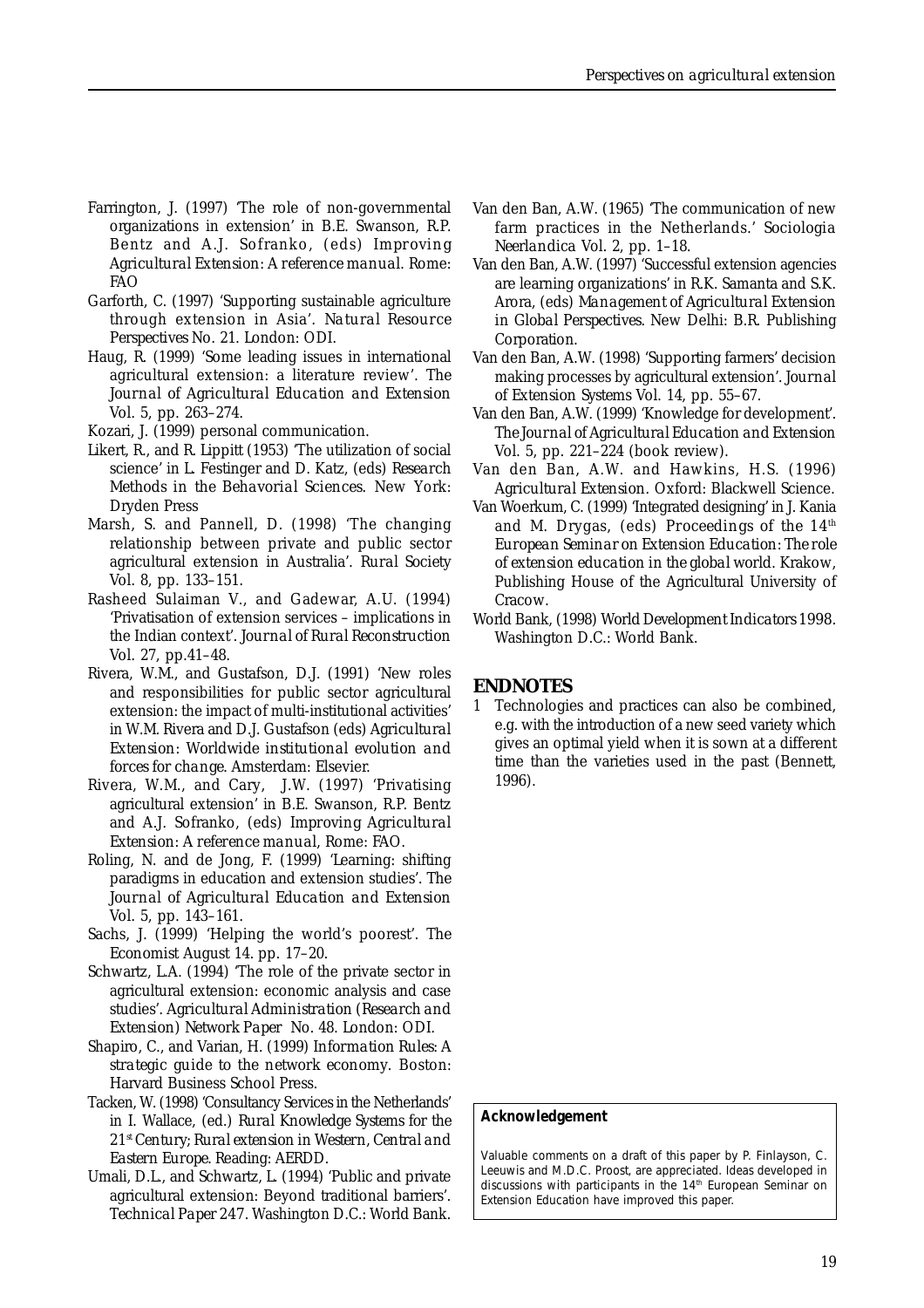Farrington, J. (1997) 'The role of non-governmental organizations in extension' in B.E. Swanson, R.P. Bentz and A.J. Sofranko, (eds) *Improving Agricultural Extension: A reference manual*. Rome: FAO

Garforth, C. (1997) 'Supporting sustainable agriculture through extension in Asia'. *Natural Resource Perspectives* No. 21. London: ODI.

Haug, R. (1999) 'Some leading issues in international agricultural extension: a literature review'. *The Journal of Agricultural Education and Extension* Vol. 5, pp. 263–274.

Kozari, J. (1999) personal communication.

Likert, R., and R. Lippitt (1953) 'The utilization of social science' in L. Festinger and D. Katz, (eds) *Research Methods in the Behavorial Sciences*. New York: Dryden Press

Marsh, S. and Pannell, D. (1998) 'The changing relationship between private and public sector agricultural extension in Australia'. *Rural Society* Vol. 8, pp. 133–151.

Rasheed Sulaiman V., and Gadewar, A.U. (1994) 'Privatisation of extension services – implications in the Indian context'. *Journal of Rural Reconstruction* Vol. 27, pp.41–48.

Rivera, W.M., and Gustafson, D.J. (1991) 'New roles and responsibilities for public sector agricultural extension: the impact of multi-institutional activities' in W.M. Rivera and D.J. Gustafson (eds) *Agricultural Extension: Worldwide institutional evolution and forces for change*. Amsterdam: Elsevier.

Rivera, W.M., and Cary, J.W. (1997) 'Privatising agricultural extension' in B.E. Swanson, R.P. Bentz and A.J. Sofranko, (eds) *Improving Agricultural Extension: A reference manual*, Rome: FAO.

Roling, N. and de Jong, F. (1999) 'Learning: shifting paradigms in education and extension studies'. *The Journal of Agricultural Education and Extension* Vol. 5, pp. 143–161.

Sachs, J. (1999) 'Helping the world's poorest'. *The Economist* August 14. pp. 17–20.

Schwartz, L.A. (1994) 'The role of the private sector in agricultural extension: economic analysis and case studies'. *Agricultural Administration (Research and Extension) Network Paper* No. 48. London: ODI.

Shapiro, C., and Varian, H. (1999) *Information Rules: A strategic guide to the network economy*. Boston: Harvard Business School Press.

Tacken, W. (1998) 'Consultancy Services in the Netherlands' in I. Wallace, (ed.) *Rural Knowledge Systems for the 21st Century; Rural extension in Western, Central and Eastern Europe*. Reading: AERDD.

Umali, D.L., and Schwartz, L. (1994) 'Public and private agricultural extension: Beyond traditional barriers'. *Technical Paper 247*. Washington D.C.: World Bank.

Van den Ban, A.W. (1965) 'The communication of new farm practices in the Netherlands.' *Sociologia Neerlandica* Vol. 2, pp. 1–18.

Van den Ban, A.W. (1997) 'Successful extension agencies are learning organizations' in R.K. Samanta and S.K. Arora, (eds) *Management of Agricultural Extension in Global Perspectives*. New Delhi: B.R. Publishing Corporation.

Van den Ban, A.W. (1998) 'Supporting farmers' decision making processes by agricultural extension'. *Journal of Extension Systems* Vol. 14, pp. 55–67.

Van den Ban, A.W. (1999) 'Knowledge for development'. *The Journal of Agricultural Education and Extension* Vol. 5, pp. 221–224 (book review).

Van den Ban, A.W. and Hawkins, H.S. (1996) *Agricultural Extension*. Oxford: Blackwell Science.

Van Woerkum, C. (1999) 'Integrated designing' in J. Kania and M. Drygas, (eds) *Proceedings of the 14th European Seminar on Extension Education: The role of extension education in the global world*. Krakow, Publishing House of the Agricultural University of Cracow.

World Bank, (1998) *World Development Indicators 1998*. Washington D.C.: World Bank.

## ENDNOTES

1 Technologies and practices can also be combined, e.g. with the introduction of a new seed variety which gives an optimal yield when it is sown at a different time than the varieties used in the past (Bennett, 1996).

**Acknowledgement**

Valuable comments on a draft of this paper by P. Finlayson, C. Leeuwis and M.D.C. Proost, are appreciated. Ideas developed in discussions with participants in the 14th European Seminar on Extension Education have improved this paper.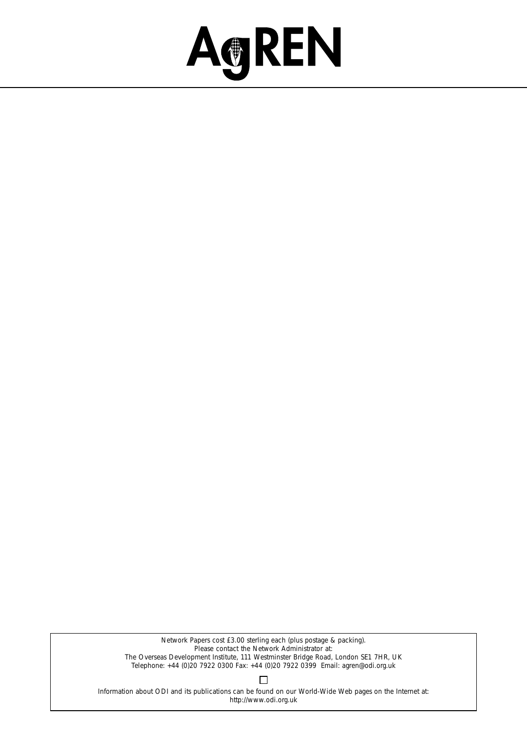# AgREN

Network Papers cost £3.00 sterling each (plus postage & packing).
Please contact the Network Administrator at:
The Overseas Development Institute, 111 Westminster Bridge Road, London SE1 7HR, UK
Telephone: +44 (0)20 7922 0300 Fax: +44 (0)20 7922 0399 Email: agren@odi.org.uk

Information about ODI and its publications can be found on our World-Wide Web pages on the Internet at:
http://www.odi.org.uk